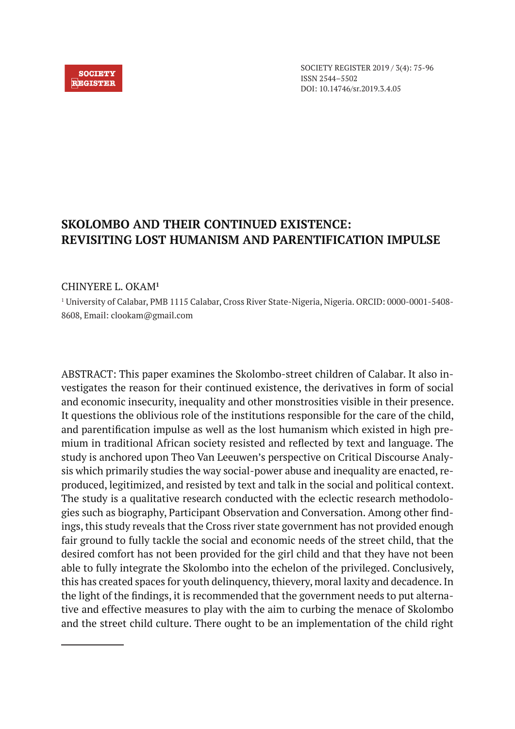# SKOLOMBO AND THEIR CONTINUED EXISTENCE: REVISITING LOST HUMANISM AND PARENTIFICATION IMPULSE

CHINYERE L. OKAM[1]

[1] University of Calabar, PMB 1115 Calabar, Cross River State-Nigeria, Nigeria. ORCID: 0000-0001-5408-8608, Email: clookam@gmail.com

ABSTRACT: This paper examines the Skolombo-street children of Calabar. It also investigates the reason for their continued existence, the derivatives in form of social and economic insecurity, inequality and other monstrosities visible in their presence. It questions the oblivious role of the institutions responsible for the care of the child, and parentification impulse as well as the lost humanism which existed in high premium in traditional African society resisted and reflected by text and language. The study is anchored upon Theo Van Leeuwen's perspective on Critical Discourse Analysis which primarily studies the way social-power abuse and inequality are enacted, reproduced, legitimized, and resisted by text and talk in the social and political context. The study is a qualitative research conducted with the eclectic research methodologies such as biography, Participant Observation and Conversation. Among other findings, this study reveals that the Cross river state government has not provided enough fair ground to fully tackle the social and economic needs of the street child, that the desired comfort has not been provided for the girl child and that they have not been able to fully integrate the Skolombo into the echelon of the privileged. Conclusively, this has created spaces for youth delinquency, thievery, moral laxity and decadence. In the light of the findings, it is recommended that the government needs to put alternative and effective measures to play with the aim to curbing the menace of Skolombo and the street child culture. There ought to be an implementation of the child right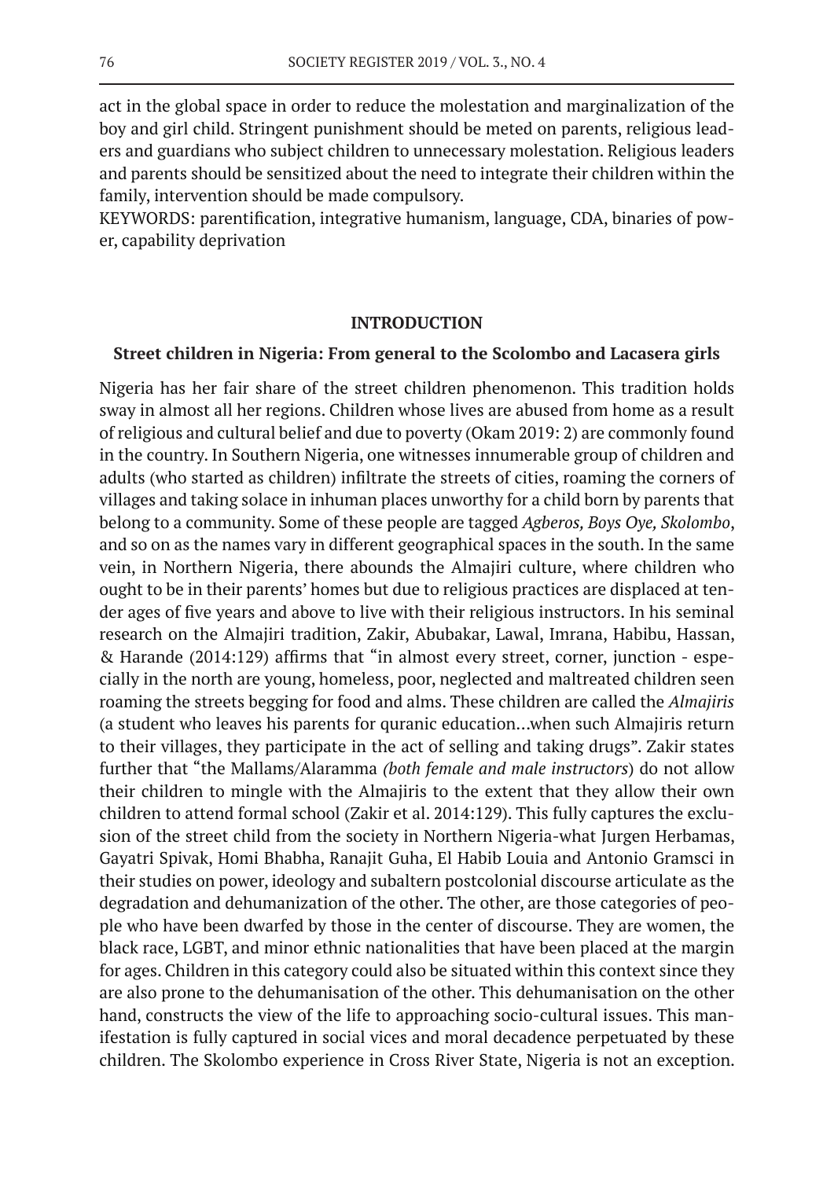act in the global space in order to reduce the molestation and marginalization of the boy and girl child. Stringent punishment should be meted on parents, religious leaders and guardians who subject children to unnecessary molestation. Religious leaders and parents should be sensitized about the need to integrate their children within the family, intervention should be made compulsory.

KEYWORDS: parentification, integrative humanism, language, CDA, binaries of power, capability deprivation

## INTRODUCTION

### Street children in Nigeria: From general to the Scolombo and Lacasera girls

Nigeria has her fair share of the street children phenomenon. This tradition holds sway in almost all her regions. Children whose lives are abused from home as a result of religious and cultural belief and due to poverty (Okam 2019: 2) are commonly found in the country. In Southern Nigeria, one witnesses innumerable group of children and adults (who started as children) infiltrate the streets of cities, roaming the corners of villages and taking solace in inhuman places unworthy for a child born by parents that belong to a community. Some of these people are tagged *Agberos, Boys Oye, Skolombo*, and so on as the names vary in different geographical spaces in the south. In the same vein, in Northern Nigeria, there abounds the Almajiri culture, where children who ought to be in their parents' homes but due to religious practices are displaced at tender ages of five years and above to live with their religious instructors. In his seminal research on the Almajiri tradition, Zakir, Abubakar, Lawal, Imrana, Habibu, Hassan, & Harande (2014:129) affirms that "in almost every street, corner, junction - especially in the north are young, homeless, poor, neglected and maltreated children seen roaming the streets begging for food and alms. These children are called the *Almajiris* (a student who leaves his parents for quranic education…when such Almajiris return to their villages, they participate in the act of selling and taking drugs". Zakir states further that "the Mallams/Alaramma *(both female and male instructors*) do not allow their children to mingle with the Almajiris to the extent that they allow their own children to attend formal school (Zakir et al. 2014:129). This fully captures the exclusion of the street child from the society in Northern Nigeria-what Jurgen Herbamas, Gayatri Spivak, Homi Bhabha, Ranajit Guha, El Habib Louia and Antonio Gramsci in their studies on power, ideology and subaltern postcolonial discourse articulate as the degradation and dehumanization of the other. The other, are those categories of people who have been dwarfed by those in the center of discourse. They are women, the black race, LGBT, and minor ethnic nationalities that have been placed at the margin for ages. Children in this category could also be situated within this context since they are also prone to the dehumanisation of the other. This dehumanisation on the other hand, constructs the view of the life to approaching socio-cultural issues. This manifestation is fully captured in social vices and moral decadence perpetuated by these children. The Skolombo experience in Cross River State, Nigeria is not an exception.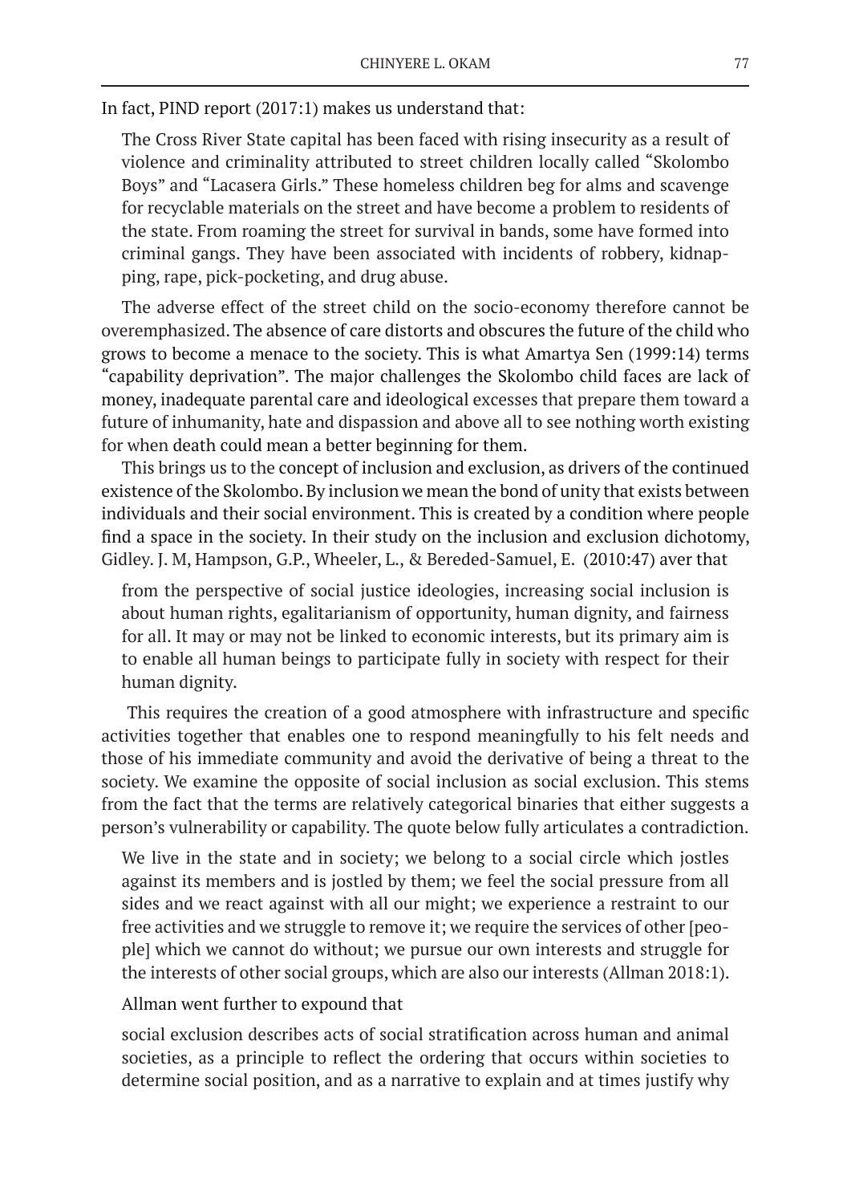In fact, PIND report (2017:1) makes us understand that:

> The Cross River State capital has been faced with rising insecurity as a result of violence and criminality attributed to street children locally called "Skolombo Boys" and "Lacasera Girls." These homeless children beg for alms and scavenge for recyclable materials on the street and have become a problem to residents of the state. From roaming the street for survival in bands, some have formed into criminal gangs. They have been associated with incidents of robbery, kidnapping, rape, pick-pocketing, and drug abuse.

The adverse effect of the street child on the socio-economy therefore cannot be overemphasized. The absence of care distorts and obscures the future of the child who grows to become a menace to the society. This is what Amartya Sen (1999:14) terms "capability deprivation". The major challenges the Skolombo child faces are lack of money, inadequate parental care and ideological excesses that prepare them toward a future of inhumanity, hate and dispassion and above all to see nothing worth existing for when death could mean a better beginning for them.

This brings us to the concept of inclusion and exclusion, as drivers of the continued existence of the Skolombo. By inclusion we mean the bond of unity that exists between individuals and their social environment. This is created by a condition where people find a space in the society. In their study on the inclusion and exclusion dichotomy, Gidley. J. M, Hampson, G.P., Wheeler, L., & Bereded-Samuel, E. (2010:47) aver that

> from the perspective of social justice ideologies, increasing social inclusion is about human rights, egalitarianism of opportunity, human dignity, and fairness for all. It may or may not be linked to economic interests, but its primary aim is to enable all human beings to participate fully in society with respect for their human dignity.

This requires the creation of a good atmosphere with infrastructure and specific activities together that enables one to respond meaningfully to his felt needs and those of his immediate community and avoid the derivative of being a threat to the society. We examine the opposite of social inclusion as social exclusion. This stems from the fact that the terms are relatively categorical binaries that either suggests a person's vulnerability or capability. The quote below fully articulates a contradiction.

> We live in the state and in society; we belong to a social circle which jostles against its members and is jostled by them; we feel the social pressure from all sides and we react against with all our might; we experience a restraint to our free activities and we struggle to remove it; we require the services of other [people] which we cannot do without; we pursue our own interests and struggle for the interests of other social groups, which are also our interests (Allman 2018:1).

Allman went further to expound that

> social exclusion describes acts of social stratification across human and animal societies, as a principle to reflect the ordering that occurs within societies to determine social position, and as a narrative to explain and at times justify why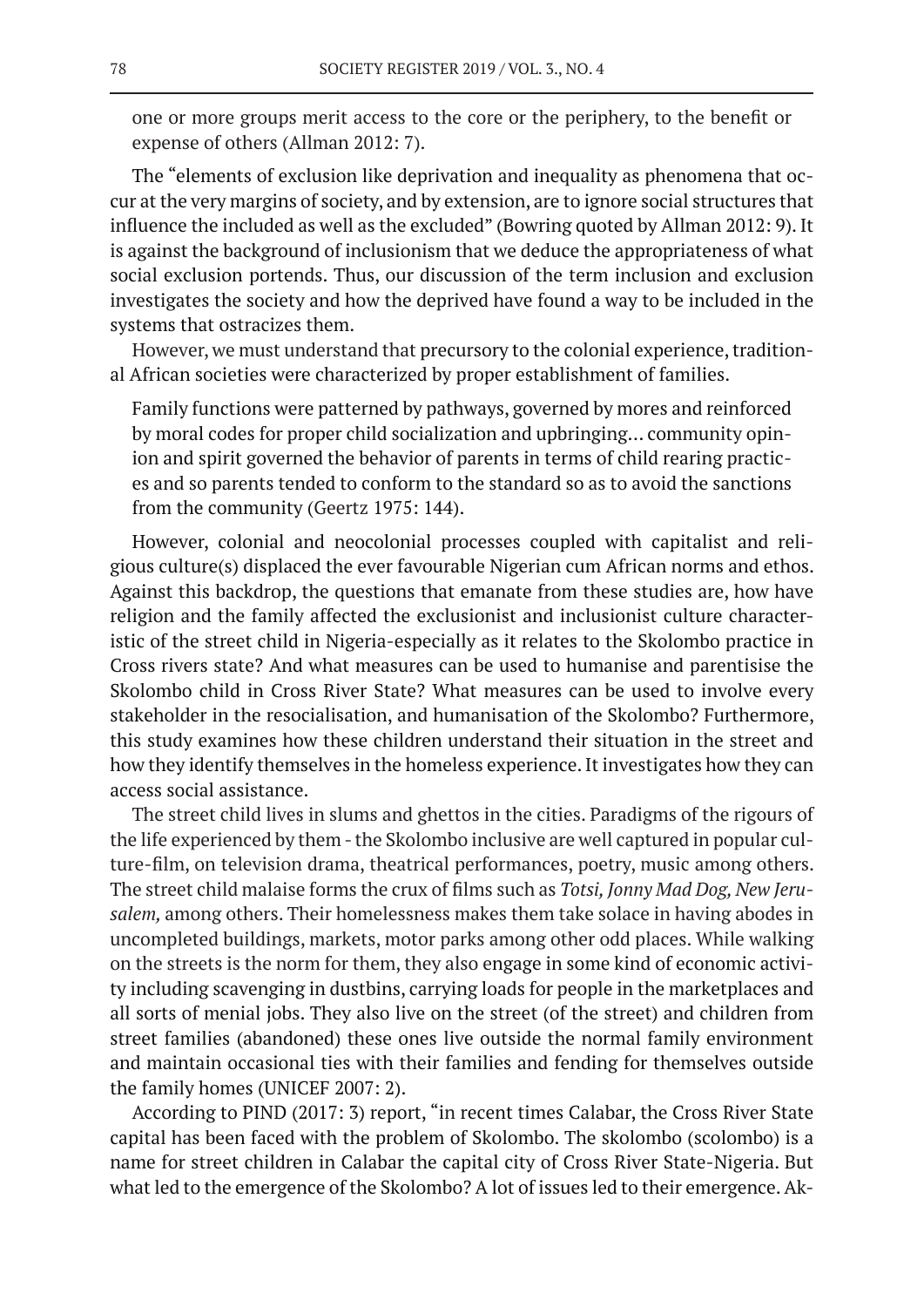one or more groups merit access to the core or the periphery, to the benefit or expense of others (Allman 2012: 7).

The "elements of exclusion like deprivation and inequality as phenomena that occur at the very margins of society, and by extension, are to ignore social structures that influence the included as well as the excluded" (Bowring quoted by Allman 2012: 9). It is against the background of inclusionism that we deduce the appropriateness of what social exclusion portends. Thus, our discussion of the term inclusion and exclusion investigates the society and how the deprived have found a way to be included in the systems that ostracizes them.

However, we must understand that precursory to the colonial experience, traditional African societies were characterized by proper establishment of families.

> Family functions were patterned by pathways, governed by mores and reinforced by moral codes for proper child socialization and upbringing… community opinion and spirit governed the behavior of parents in terms of child rearing practices and so parents tended to conform to the standard so as to avoid the sanctions from the community (Geertz 1975: 144).

However, colonial and neocolonial processes coupled with capitalist and religious culture(s) displaced the ever favourable Nigerian cum African norms and ethos. Against this backdrop, the questions that emanate from these studies are, how have religion and the family affected the exclusionist and inclusionist culture characteristic of the street child in Nigeria-especially as it relates to the Skolombo practice in Cross rivers state? And what measures can be used to humanise and parentisise the Skolombo child in Cross River State? What measures can be used to involve every stakeholder in the resocialisation, and humanisation of the Skolombo? Furthermore, this study examines how these children understand their situation in the street and how they identify themselves in the homeless experience. It investigates how they can access social assistance.

The street child lives in slums and ghettos in the cities. Paradigms of the rigours of the life experienced by them - the Skolombo inclusive are well captured in popular culture-film, on television drama, theatrical performances, poetry, music among others. The street child malaise forms the crux of films such as *Totsi, Jonny Mad Dog, New Jerusalem,* among others. Their homelessness makes them take solace in having abodes in uncompleted buildings, markets, motor parks among other odd places. While walking on the streets is the norm for them, they also engage in some kind of economic activity including scavenging in dustbins, carrying loads for people in the marketplaces and all sorts of menial jobs. They also live on the street (of the street) and children from street families (abandoned) these ones live outside the normal family environment and maintain occasional ties with their families and fending for themselves outside the family homes (UNICEF 2007: 2).

According to PIND (2017: 3) report, "in recent times Calabar, the Cross River State capital has been faced with the problem of Skolombo. The skolombo (scolombo) is a name for street children in Calabar the capital city of Cross River State-Nigeria. But what led to the emergence of the Skolombo? A lot of issues led to their emergence. Ak-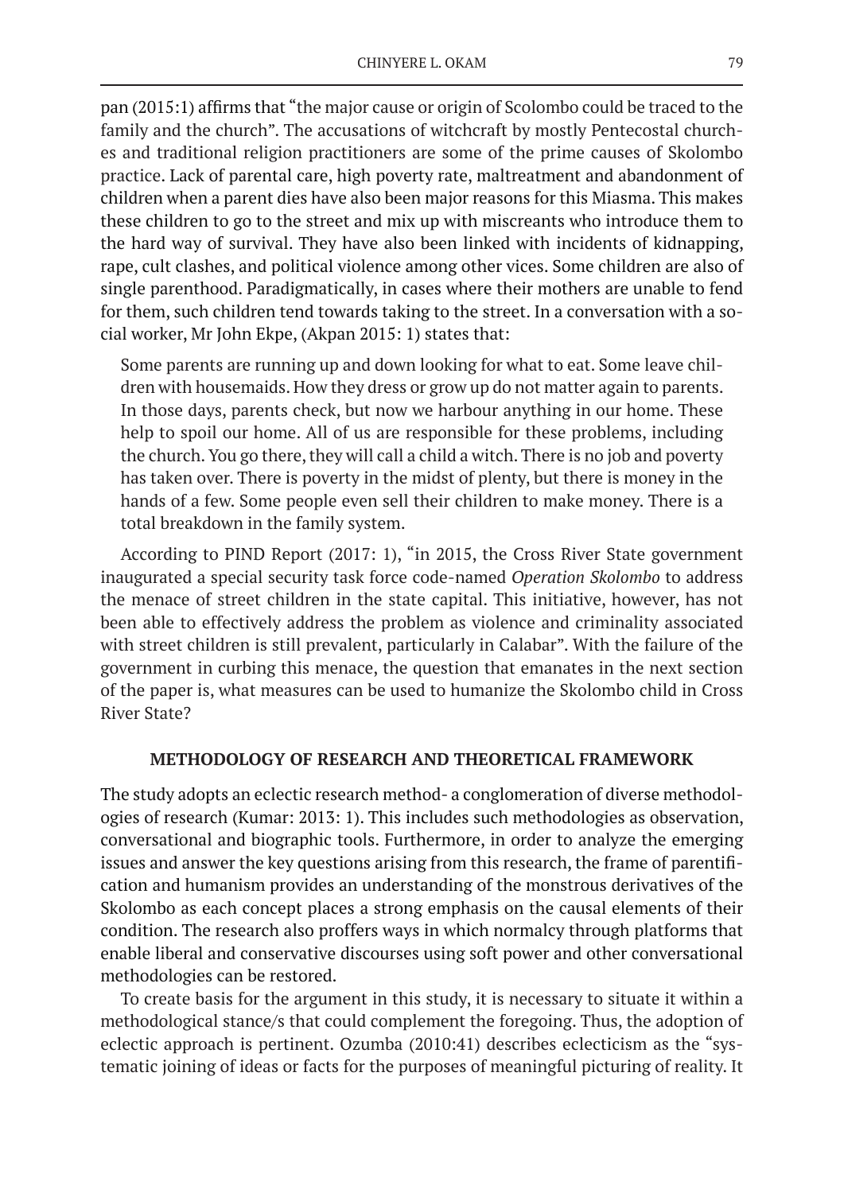pan (2015:1) affirms that "the major cause or origin of Scolombo could be traced to the family and the church". The accusations of witchcraft by mostly Pentecostal churches and traditional religion practitioners are some of the prime causes of Skolombo practice. Lack of parental care, high poverty rate, maltreatment and abandonment of children when a parent dies have also been major reasons for this Miasma. This makes these children to go to the street and mix up with miscreants who introduce them to the hard way of survival. They have also been linked with incidents of kidnapping, rape, cult clashes, and political violence among other vices. Some children are also of single parenthood. Paradigmatically, in cases where their mothers are unable to fend for them, such children tend towards taking to the street. In a conversation with a social worker, Mr John Ekpe, (Akpan 2015: 1) states that:

> Some parents are running up and down looking for what to eat. Some leave children with housemaids. How they dress or grow up do not matter again to parents. In those days, parents check, but now we harbour anything in our home. These help to spoil our home. All of us are responsible for these problems, including the church. You go there, they will call a child a witch. There is no job and poverty has taken over. There is poverty in the midst of plenty, but there is money in the hands of a few. Some people even sell their children to make money. There is a total breakdown in the family system.

According to PIND Report (2017: 1), "in 2015, the Cross River State government inaugurated a special security task force code-named *Operation Skolombo* to address the menace of street children in the state capital. This initiative, however, has not been able to effectively address the problem as violence and criminality associated with street children is still prevalent, particularly in Calabar". With the failure of the government in curbing this menace, the question that emanates in the next section of the paper is, what measures can be used to humanize the Skolombo child in Cross River State?

## METHODOLOGY OF RESEARCH AND THEORETICAL FRAMEWORK

The study adopts an eclectic research method- a conglomeration of diverse methodologies of research (Kumar: 2013: 1). This includes such methodologies as observation, conversational and biographic tools. Furthermore, in order to analyze the emerging issues and answer the key questions arising from this research, the frame of parentification and humanism provides an understanding of the monstrous derivatives of the Skolombo as each concept places a strong emphasis on the causal elements of their condition. The research also proffers ways in which normalcy through platforms that enable liberal and conservative discourses using soft power and other conversational methodologies can be restored.

To create basis for the argument in this study, it is necessary to situate it within a methodological stance/s that could complement the foregoing. Thus, the adoption of eclectic approach is pertinent. Ozumba (2010:41) describes eclecticism as the "systematic joining of ideas or facts for the purposes of meaningful picturing of reality. It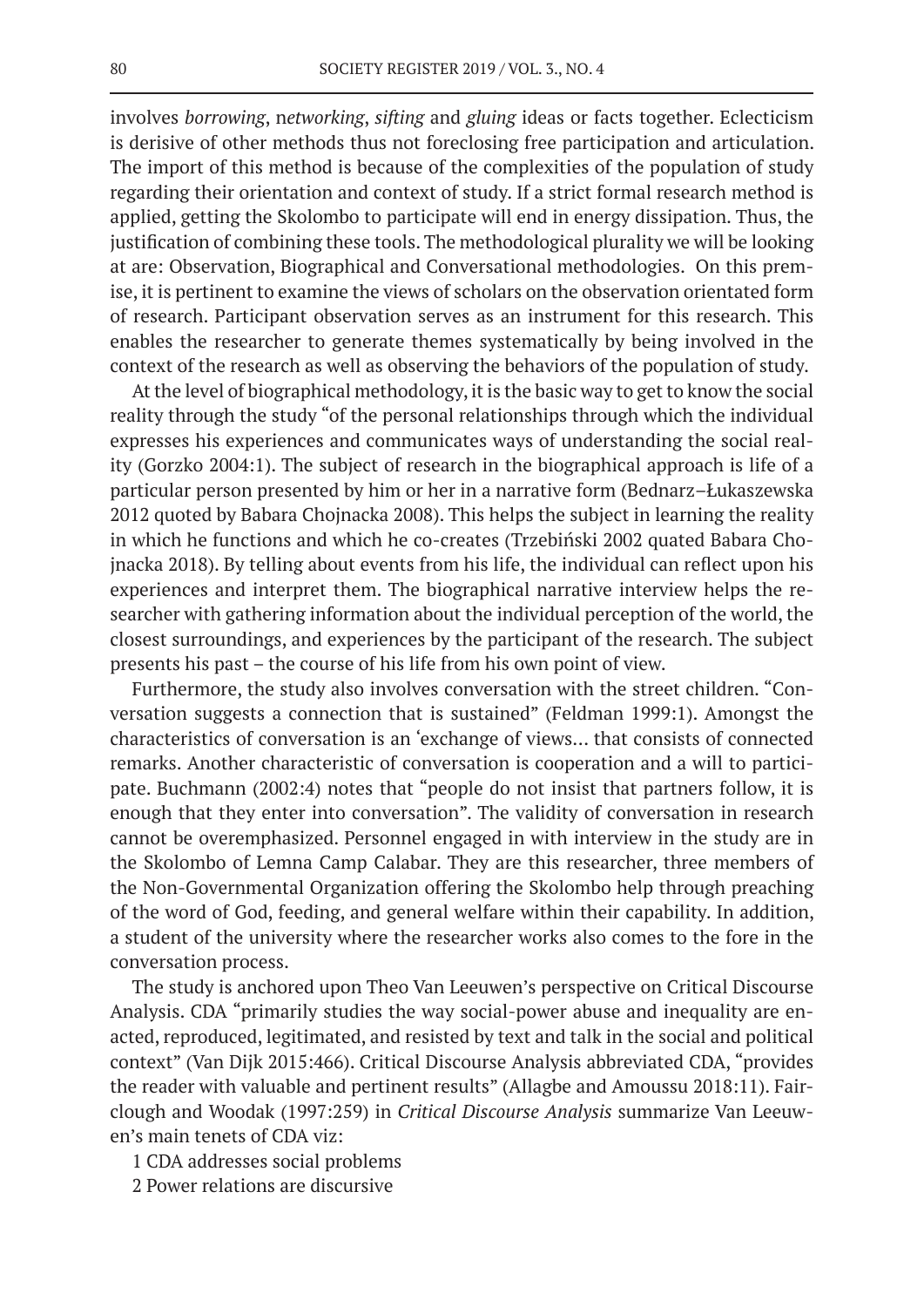involves *borrowing*, n*etworking*, *sifting* and *gluing* ideas or facts together. Eclecticism is derisive of other methods thus not foreclosing free participation and articulation. The import of this method is because of the complexities of the population of study regarding their orientation and context of study. If a strict formal research method is applied, getting the Skolombo to participate will end in energy dissipation. Thus, the justification of combining these tools. The methodological plurality we will be looking at are: Observation, Biographical and Conversational methodologies. On this premise, it is pertinent to examine the views of scholars on the observation orientated form of research. Participant observation serves as an instrument for this research. This enables the researcher to generate themes systematically by being involved in the context of the research as well as observing the behaviors of the population of study.

At the level of biographical methodology, it is the basic way to get to know the social reality through the study "of the personal relationships through which the individual expresses his experiences and communicates ways of understanding the social reality (Gorzko 2004:1). The subject of research in the biographical approach is life of a particular person presented by him or her in a narrative form (Bednarz–Łukaszewska 2012 quoted by Babara Chojnacka 2008). This helps the subject in learning the reality in which he functions and which he co-creates (Trzebiński 2002 quated Babara Chojnacka 2018). By telling about events from his life, the individual can reflect upon his experiences and interpret them. The biographical narrative interview helps the researcher with gathering information about the individual perception of the world, the closest surroundings, and experiences by the participant of the research. The subject presents his past – the course of his life from his own point of view.

Furthermore, the study also involves conversation with the street children. "Conversation suggests a connection that is sustained" (Feldman 1999:1). Amongst the characteristics of conversation is an 'exchange of views... that consists of connected remarks. Another characteristic of conversation is cooperation and a will to participate. Buchmann (2002:4) notes that "people do not insist that partners follow, it is enough that they enter into conversation". The validity of conversation in research cannot be overemphasized. Personnel engaged in with interview in the study are in the Skolombo of Lemna Camp Calabar. They are this researcher, three members of the Non-Governmental Organization offering the Skolombo help through preaching of the word of God, feeding, and general welfare within their capability. In addition, a student of the university where the researcher works also comes to the fore in the conversation process.

The study is anchored upon Theo Van Leeuwen's perspective on Critical Discourse Analysis. CDA "primarily studies the way social-power abuse and inequality are enacted, reproduced, legitimated, and resisted by text and talk in the social and political context" (Van Dijk 2015:466). Critical Discourse Analysis abbreviated CDA, "provides the reader with valuable and pertinent results" (Allagbe and Amoussu 2018:11). Fairclough and Woodak (1997:259) in *Critical Discourse Analysis* summarize Van Leeuwen's main tenets of CDA viz:

1 CDA addresses social problems

2 Power relations are discursive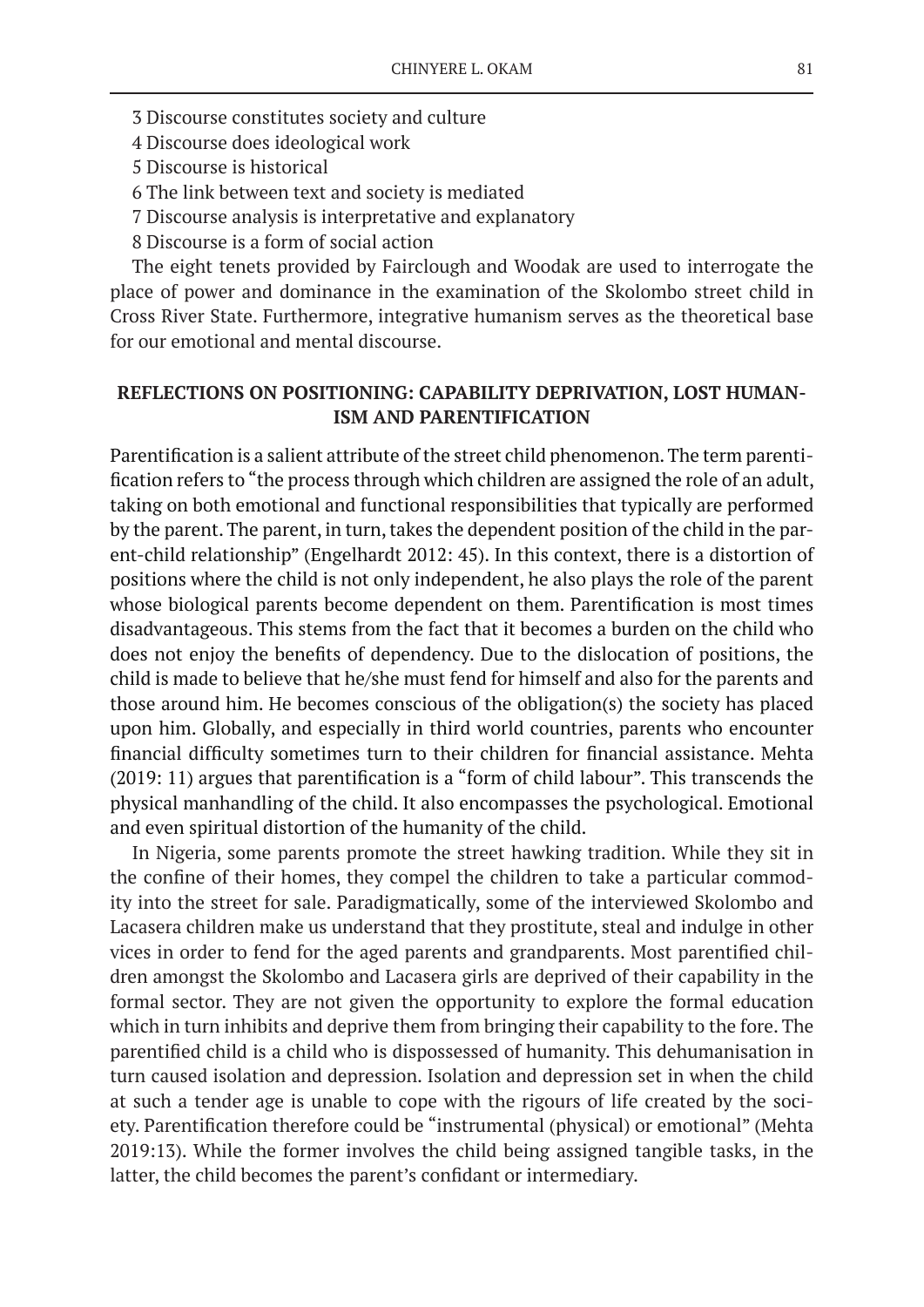3 Discourse constitutes society and culture

4 Discourse does ideological work

5 Discourse is historical

6 The link between text and society is mediated

7 Discourse analysis is interpretative and explanatory

8 Discourse is a form of social action

The eight tenets provided by Fairclough and Woodak are used to interrogate the place of power and dominance in the examination of the Skolombo street child in Cross River State. Furthermore, integrative humanism serves as the theoretical base for our emotional and mental discourse.

## REFLECTIONS ON POSITIONING: CAPABILITY DEPRIVATION, LOST HUMANISM AND PARENTIFICATION

Parentification is a salient attribute of the street child phenomenon. The term parentification refers to "the process through which children are assigned the role of an adult, taking on both emotional and functional responsibilities that typically are performed by the parent. The parent, in turn, takes the dependent position of the child in the parent-child relationship" (Engelhardt 2012: 45). In this context, there is a distortion of positions where the child is not only independent, he also plays the role of the parent whose biological parents become dependent on them. Parentification is most times disadvantageous. This stems from the fact that it becomes a burden on the child who does not enjoy the benefits of dependency. Due to the dislocation of positions, the child is made to believe that he/she must fend for himself and also for the parents and those around him. He becomes conscious of the obligation(s) the society has placed upon him. Globally, and especially in third world countries, parents who encounter financial difficulty sometimes turn to their children for financial assistance. Mehta (2019: 11) argues that parentification is a "form of child labour". This transcends the physical manhandling of the child. It also encompasses the psychological. Emotional and even spiritual distortion of the humanity of the child.

In Nigeria, some parents promote the street hawking tradition. While they sit in the confine of their homes, they compel the children to take a particular commodity into the street for sale. Paradigmatically, some of the interviewed Skolombo and Lacasera children make us understand that they prostitute, steal and indulge in other vices in order to fend for the aged parents and grandparents. Most parentified children amongst the Skolombo and Lacasera girls are deprived of their capability in the formal sector. They are not given the opportunity to explore the formal education which in turn inhibits and deprive them from bringing their capability to the fore. The parentified child is a child who is dispossessed of humanity. This dehumanisation in turn caused isolation and depression. Isolation and depression set in when the child at such a tender age is unable to cope with the rigours of life created by the society. Parentification therefore could be "instrumental (physical) or emotional" (Mehta 2019:13). While the former involves the child being assigned tangible tasks, in the latter, the child becomes the parent's confidant or intermediary.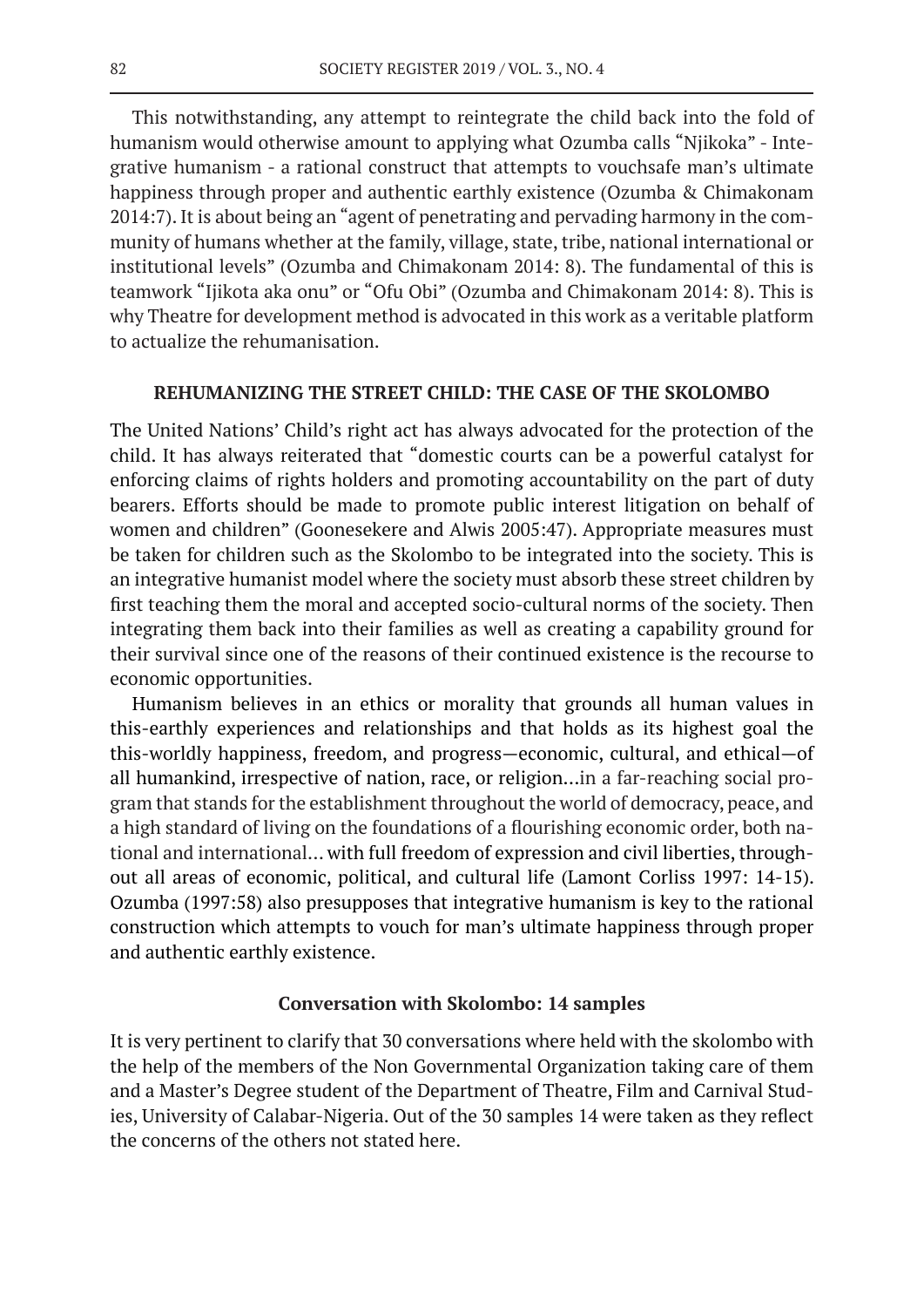This notwithstanding, any attempt to reintegrate the child back into the fold of humanism would otherwise amount to applying what Ozumba calls "Njikoka" - Integrative humanism - a rational construct that attempts to vouchsafe man's ultimate happiness through proper and authentic earthly existence (Ozumba & Chimakonam 2014:7). It is about being an "agent of penetrating and pervading harmony in the community of humans whether at the family, village, state, tribe, national international or institutional levels" (Ozumba and Chimakonam 2014: 8). The fundamental of this is teamwork "Ijikota aka onu" or "Ofu Obi" (Ozumba and Chimakonam 2014: 8). This is why Theatre for development method is advocated in this work as a veritable platform to actualize the rehumanisation.

## REHUMANIZING THE STREET CHILD: THE CASE OF THE SKOLOMBO

The United Nations' Child's right act has always advocated for the protection of the child. It has always reiterated that "domestic courts can be a powerful catalyst for enforcing claims of rights holders and promoting accountability on the part of duty bearers. Efforts should be made to promote public interest litigation on behalf of women and children" (Goonesekere and Alwis 2005:47). Appropriate measures must be taken for children such as the Skolombo to be integrated into the society. This is an integrative humanist model where the society must absorb these street children by first teaching them the moral and accepted socio-cultural norms of the society. Then integrating them back into their families as well as creating a capability ground for their survival since one of the reasons of their continued existence is the recourse to economic opportunities.

Humanism believes in an ethics or morality that grounds all human values in this-earthly experiences and relationships and that holds as its highest goal the this-worldly happiness, freedom, and progress—economic, cultural, and ethical—of all humankind, irrespective of nation, race, or religion…in a far-reaching social program that stands for the establishment throughout the world of democracy, peace, and a high standard of living on the foundations of a flourishing economic order, both national and international… with full freedom of expression and civil liberties, throughout all areas of economic, political, and cultural life (Lamont Corliss 1997: 14-15). Ozumba (1997:58) also presupposes that integrative humanism is key to the rational construction which attempts to vouch for man's ultimate happiness through proper and authentic earthly existence.

### Conversation with Skolombo: 14 samples

It is very pertinent to clarify that 30 conversations where held with the skolombo with the help of the members of the Non Governmental Organization taking care of them and a Master's Degree student of the Department of Theatre, Film and Carnival Studies, University of Calabar-Nigeria. Out of the 30 samples 14 were taken as they reflect the concerns of the others not stated here.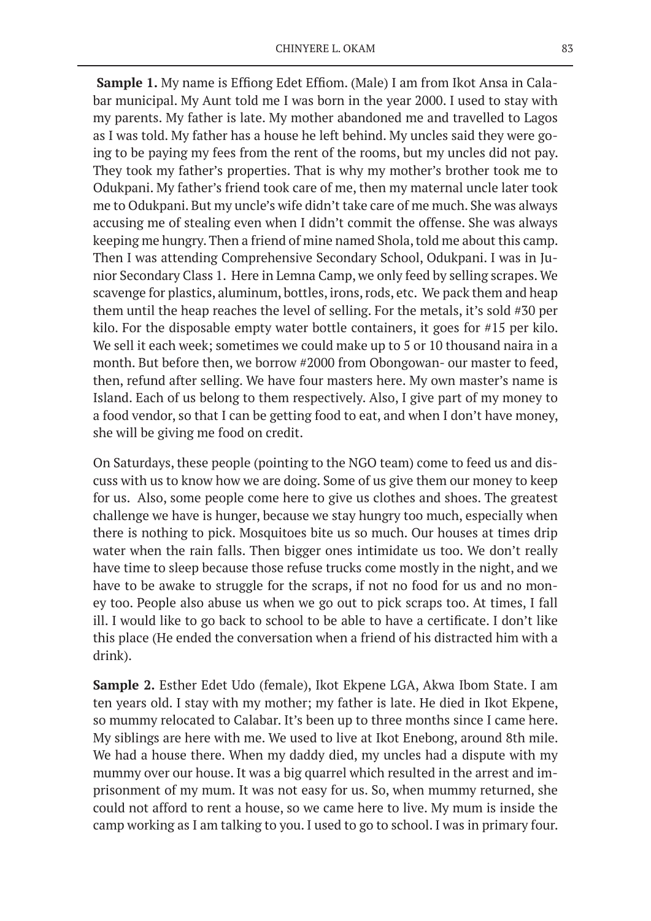**Sample 1.** My name is Effiong Edet Effiom. (Male) I am from Ikot Ansa in Calabar municipal. My Aunt told me I was born in the year 2000. I used to stay with my parents. My father is late. My mother abandoned me and travelled to Lagos as I was told. My father has a house he left behind. My uncles said they were going to be paying my fees from the rent of the rooms, but my uncles did not pay. They took my father's properties. That is why my mother's brother took me to Odukpani. My father's friend took care of me, then my maternal uncle later took me to Odukpani. But my uncle's wife didn't take care of me much. She was always accusing me of stealing even when I didn't commit the offense. She was always keeping me hungry. Then a friend of mine named Shola, told me about this camp. Then I was attending Comprehensive Secondary School, Odukpani. I was in Junior Secondary Class 1. Here in Lemna Camp, we only feed by selling scrapes. We scavenge for plastics, aluminum, bottles, irons, rods, etc. We pack them and heap them until the heap reaches the level of selling. For the metals, it's sold #30 per kilo. For the disposable empty water bottle containers, it goes for #15 per kilo. We sell it each week; sometimes we could make up to 5 or 10 thousand naira in a month. But before then, we borrow #2000 from Obongowan- our master to feed, then, refund after selling. We have four masters here. My own master's name is Island. Each of us belong to them respectively. Also, I give part of my money to a food vendor, so that I can be getting food to eat, and when I don't have money, she will be giving me food on credit.

On Saturdays, these people (pointing to the NGO team) come to feed us and discuss with us to know how we are doing. Some of us give them our money to keep for us. Also, some people come here to give us clothes and shoes. The greatest challenge we have is hunger, because we stay hungry too much, especially when there is nothing to pick. Mosquitoes bite us so much. Our houses at times drip water when the rain falls. Then bigger ones intimidate us too. We don't really have time to sleep because those refuse trucks come mostly in the night, and we have to be awake to struggle for the scraps, if not no food for us and no money too. People also abuse us when we go out to pick scraps too. At times, I fall ill. I would like to go back to school to be able to have a certificate. I don't like this place (He ended the conversation when a friend of his distracted him with a drink).

**Sample 2.** Esther Edet Udo (female), Ikot Ekpene LGA, Akwa Ibom State. I am ten years old. I stay with my mother; my father is late. He died in Ikot Ekpene, so mummy relocated to Calabar. It's been up to three months since I came here. My siblings are here with me. We used to live at Ikot Enebong, around 8th mile. We had a house there. When my daddy died, my uncles had a dispute with my mummy over our house. It was a big quarrel which resulted in the arrest and imprisonment of my mum. It was not easy for us. So, when mummy returned, she could not afford to rent a house, so we came here to live. My mum is inside the camp working as I am talking to you. I used to go to school. I was in primary four.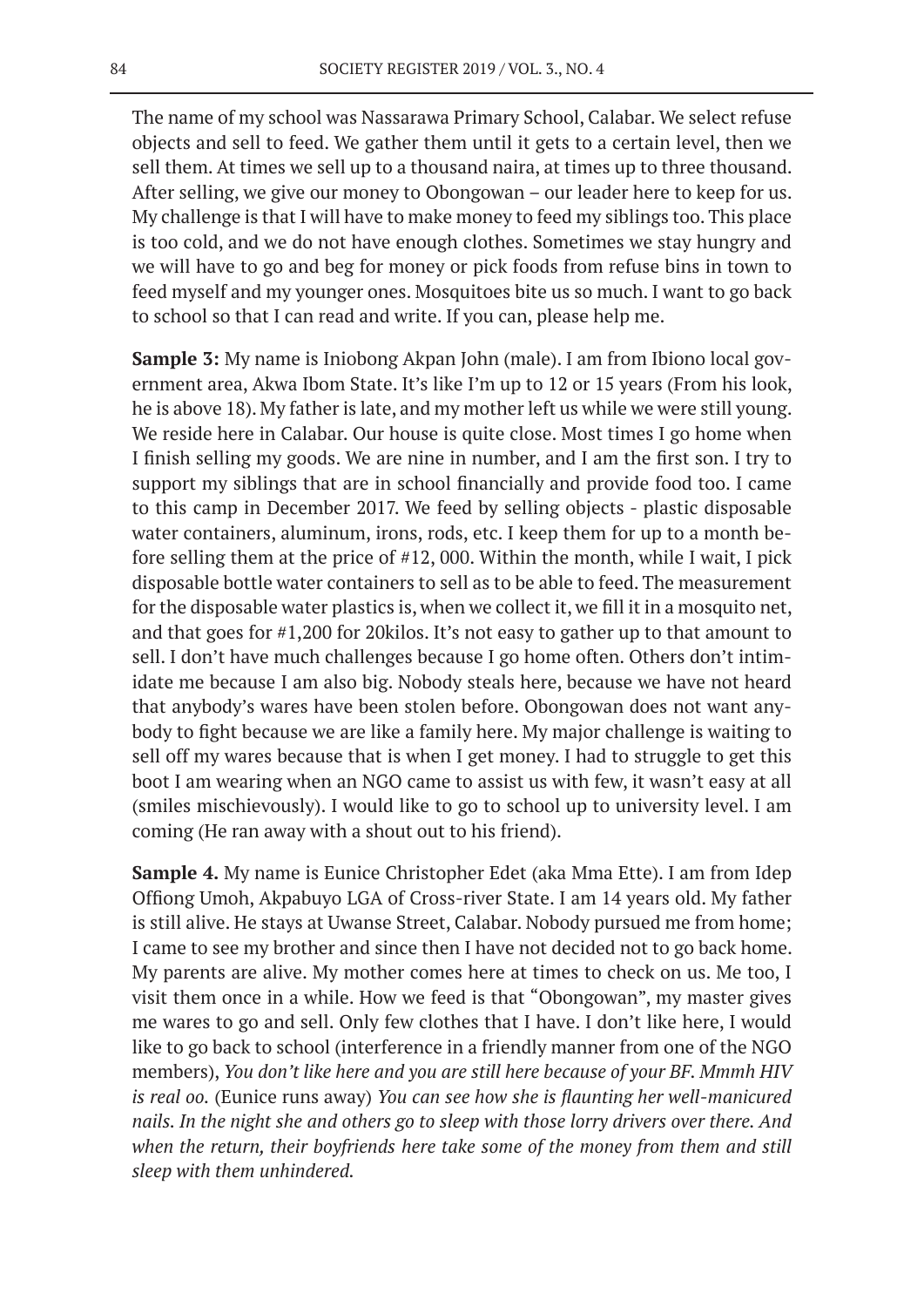The name of my school was Nassarawa Primary School, Calabar. We select refuse objects and sell to feed. We gather them until it gets to a certain level, then we sell them. At times we sell up to a thousand naira, at times up to three thousand. After selling, we give our money to Obongowan – our leader here to keep for us. My challenge is that I will have to make money to feed my siblings too. This place is too cold, and we do not have enough clothes. Sometimes we stay hungry and we will have to go and beg for money or pick foods from refuse bins in town to feed myself and my younger ones. Mosquitoes bite us so much. I want to go back to school so that I can read and write. If you can, please help me.

**Sample 3:** My name is Iniobong Akpan John (male). I am from Ibiono local government area, Akwa Ibom State. It's like I'm up to 12 or 15 years (From his look, he is above 18). My father is late, and my mother left us while we were still young. We reside here in Calabar. Our house is quite close. Most times I go home when I finish selling my goods. We are nine in number, and I am the first son. I try to support my siblings that are in school financially and provide food too. I came to this camp in December 2017. We feed by selling objects - plastic disposable water containers, aluminum, irons, rods, etc. I keep them for up to a month before selling them at the price of #12, 000. Within the month, while I wait, I pick disposable bottle water containers to sell as to be able to feed. The measurement for the disposable water plastics is, when we collect it, we fill it in a mosquito net, and that goes for #1,200 for 20kilos. It's not easy to gather up to that amount to sell. I don't have much challenges because I go home often. Others don't intimidate me because I am also big. Nobody steals here, because we have not heard that anybody's wares have been stolen before. Obongowan does not want anybody to fight because we are like a family here. My major challenge is waiting to sell off my wares because that is when I get money. I had to struggle to get this boot I am wearing when an NGO came to assist us with few, it wasn't easy at all (smiles mischievously). I would like to go to school up to university level. I am coming (He ran away with a shout out to his friend).

**Sample 4.** My name is Eunice Christopher Edet (aka Mma Ette). I am from Idep Offiong Umoh, Akpabuyo LGA of Cross-river State. I am 14 years old. My father is still alive. He stays at Uwanse Street, Calabar. Nobody pursued me from home; I came to see my brother and since then I have not decided not to go back home. My parents are alive. My mother comes here at times to check on us. Me too, I visit them once in a while. How we feed is that "Obongowan", my master gives me wares to go and sell. Only few clothes that I have. I don't like here, I would like to go back to school (interference in a friendly manner from one of the NGO members), *You don't like here and you are still here because of your BF. Mmmh HIV is real oo.* (Eunice runs away) *You can see how she is flaunting her well-manicured nails. In the night she and others go to sleep with those lorry drivers over there. And when the return, their boyfriends here take some of the money from them and still sleep with them unhindered.*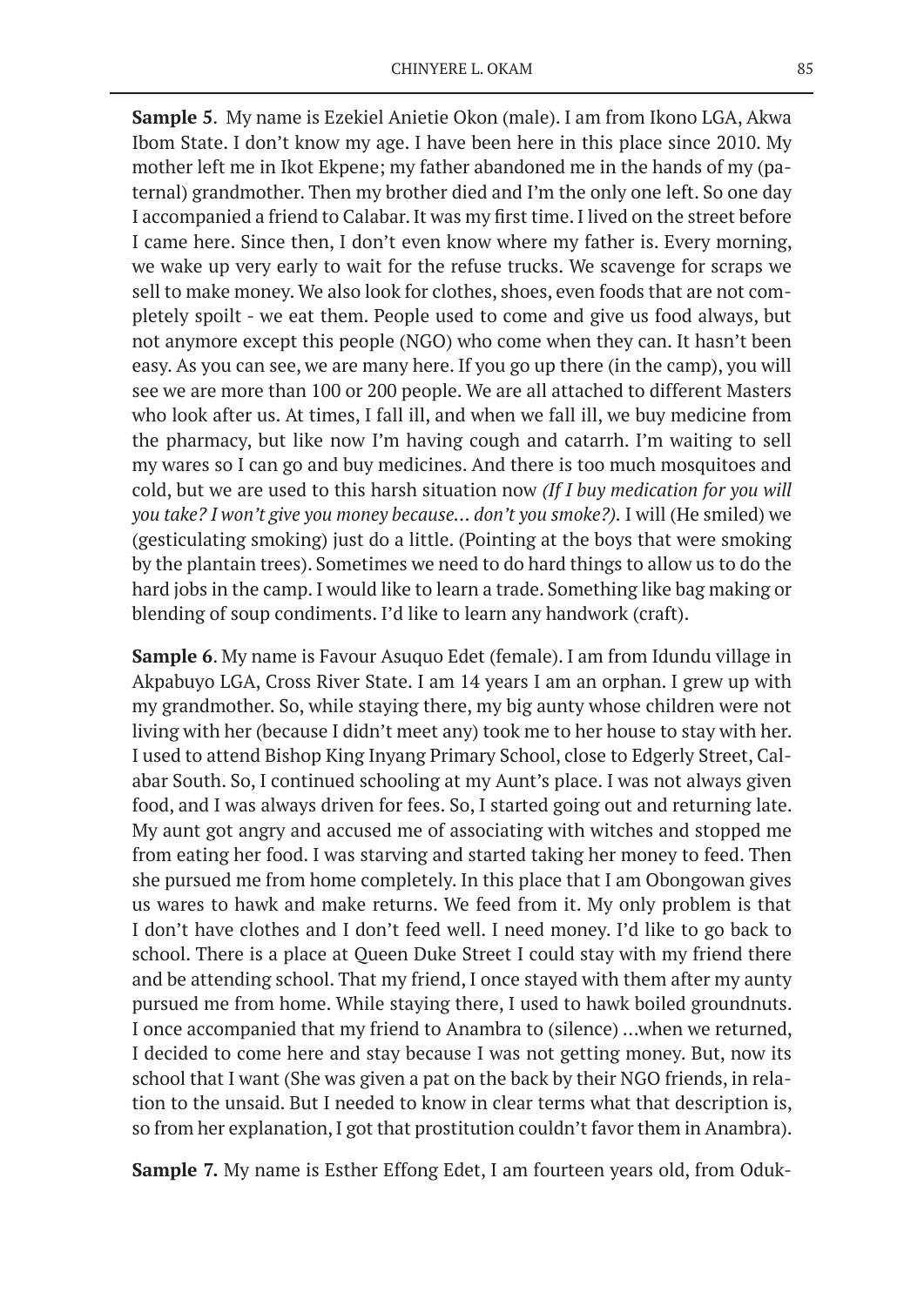**Sample 5**. My name is Ezekiel Anietie Okon (male). I am from Ikono LGA, Akwa Ibom State. I don't know my age. I have been here in this place since 2010. My mother left me in Ikot Ekpene; my father abandoned me in the hands of my (paternal) grandmother. Then my brother died and I'm the only one left. So one day I accompanied a friend to Calabar. It was my first time. I lived on the street before I came here. Since then, I don't even know where my father is. Every morning, we wake up very early to wait for the refuse trucks. We scavenge for scraps we sell to make money. We also look for clothes, shoes, even foods that are not completely spoilt - we eat them. People used to come and give us food always, but not anymore except this people (NGO) who come when they can. It hasn't been easy. As you can see, we are many here. If you go up there (in the camp), you will see we are more than 100 or 200 people. We are all attached to different Masters who look after us. At times, I fall ill, and when we fall ill, we buy medicine from the pharmacy, but like now I'm having cough and catarrh. I'm waiting to sell my wares so I can go and buy medicines. And there is too much mosquitoes and cold, but we are used to this harsh situation now *(If I buy medication for you will you take? I won't give you money because… don't you smoke?)*. I will (He smiled) we (gesticulating smoking) just do a little. (Pointing at the boys that were smoking by the plantain trees). Sometimes we need to do hard things to allow us to do the hard jobs in the camp. I would like to learn a trade. Something like bag making or blending of soup condiments. I'd like to learn any handwork (craft).

**Sample 6**. My name is Favour Asuquo Edet (female). I am from Idundu village in Akpabuyo LGA, Cross River State. I am 14 years I am an orphan. I grew up with my grandmother. So, while staying there, my big aunty whose children were not living with her (because I didn't meet any) took me to her house to stay with her. I used to attend Bishop King Inyang Primary School, close to Edgerly Street, Calabar South. So, I continued schooling at my Aunt's place. I was not always given food, and I was always driven for fees. So, I started going out and returning late. My aunt got angry and accused me of associating with witches and stopped me from eating her food. I was starving and started taking her money to feed. Then she pursued me from home completely. In this place that I am Obongowan gives us wares to hawk and make returns. We feed from it. My only problem is that I don't have clothes and I don't feed well. I need money. I'd like to go back to school. There is a place at Queen Duke Street I could stay with my friend there and be attending school. That my friend, I once stayed with them after my aunty pursued me from home. While staying there, I used to hawk boiled groundnuts. I once accompanied that my friend to Anambra to (silence) …when we returned, I decided to come here and stay because I was not getting money. But, now its school that I want (She was given a pat on the back by their NGO friends, in relation to the unsaid. But I needed to know in clear terms what that description is, so from her explanation, I got that prostitution couldn't favor them in Anambra).

**Sample 7.** My name is Esther Effong Edet, I am fourteen years old, from Oduk-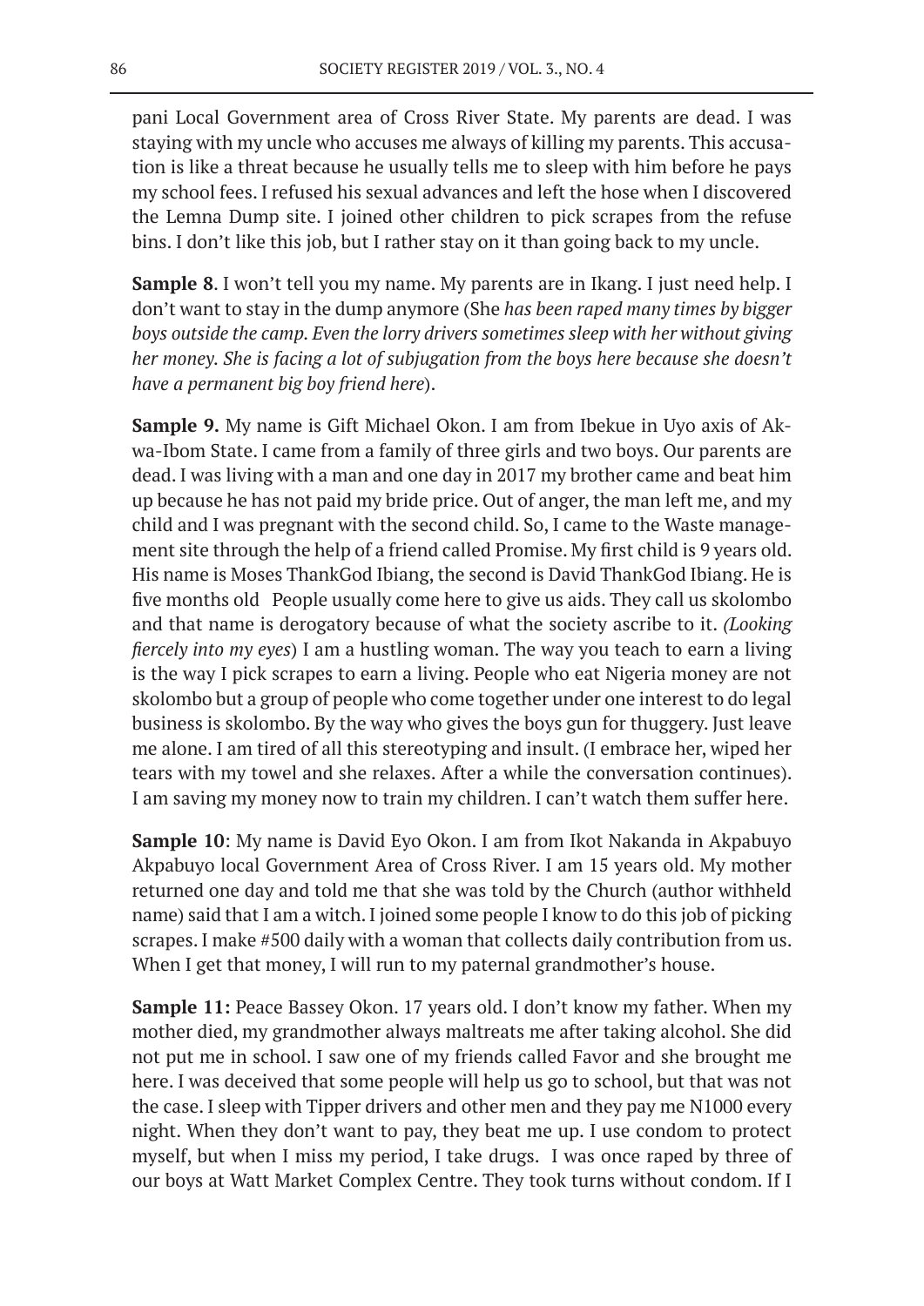pani Local Government area of Cross River State. My parents are dead. I was staying with my uncle who accuses me always of killing my parents. This accusation is like a threat because he usually tells me to sleep with him before he pays my school fees. I refused his sexual advances and left the hose when I discovered the Lemna Dump site. I joined other children to pick scrapes from the refuse bins. I don't like this job, but I rather stay on it than going back to my uncle.

**Sample 8**. I won't tell you my name. My parents are in Ikang. I just need help. I don't want to stay in the dump anymore (She *has been raped many times by bigger boys outside the camp. Even the lorry drivers sometimes sleep with her without giving her money. She is facing a lot of subjugation from the boys here because she doesn't have a permanent big boy friend here*).

**Sample 9.** My name is Gift Michael Okon. I am from Ibekue in Uyo axis of Akwa-Ibom State. I came from a family of three girls and two boys. Our parents are dead. I was living with a man and one day in 2017 my brother came and beat him up because he has not paid my bride price. Out of anger, the man left me, and my child and I was pregnant with the second child. So, I came to the Waste management site through the help of a friend called Promise. My first child is 9 years old. His name is Moses ThankGod Ibiang, the second is David ThankGod Ibiang. He is five months old People usually come here to give us aids. They call us skolombo and that name is derogatory because of what the society ascribe to it. *(Looking fiercely into my eyes*) I am a hustling woman. The way you teach to earn a living is the way I pick scrapes to earn a living. People who eat Nigeria money are not skolombo but a group of people who come together under one interest to do legal business is skolombo. By the way who gives the boys gun for thuggery. Just leave me alone. I am tired of all this stereotyping and insult. (I embrace her, wiped her tears with my towel and she relaxes. After a while the conversation continues). I am saving my money now to train my children. I can't watch them suffer here.

**Sample 10**: My name is David Eyo Okon. I am from Ikot Nakanda in Akpabuyo Akpabuyo local Government Area of Cross River. I am 15 years old. My mother returned one day and told me that she was told by the Church (author withheld name) said that I am a witch. I joined some people I know to do this job of picking scrapes. I make #500 daily with a woman that collects daily contribution from us. When I get that money, I will run to my paternal grandmother's house.

**Sample 11:** Peace Bassey Okon. 17 years old. I don't know my father. When my mother died, my grandmother always maltreats me after taking alcohol. She did not put me in school. I saw one of my friends called Favor and she brought me here. I was deceived that some people will help us go to school, but that was not the case. I sleep with Tipper drivers and other men and they pay me N1000 every night. When they don't want to pay, they beat me up. I use condom to protect myself, but when I miss my period, I take drugs. I was once raped by three of our boys at Watt Market Complex Centre. They took turns without condom. If I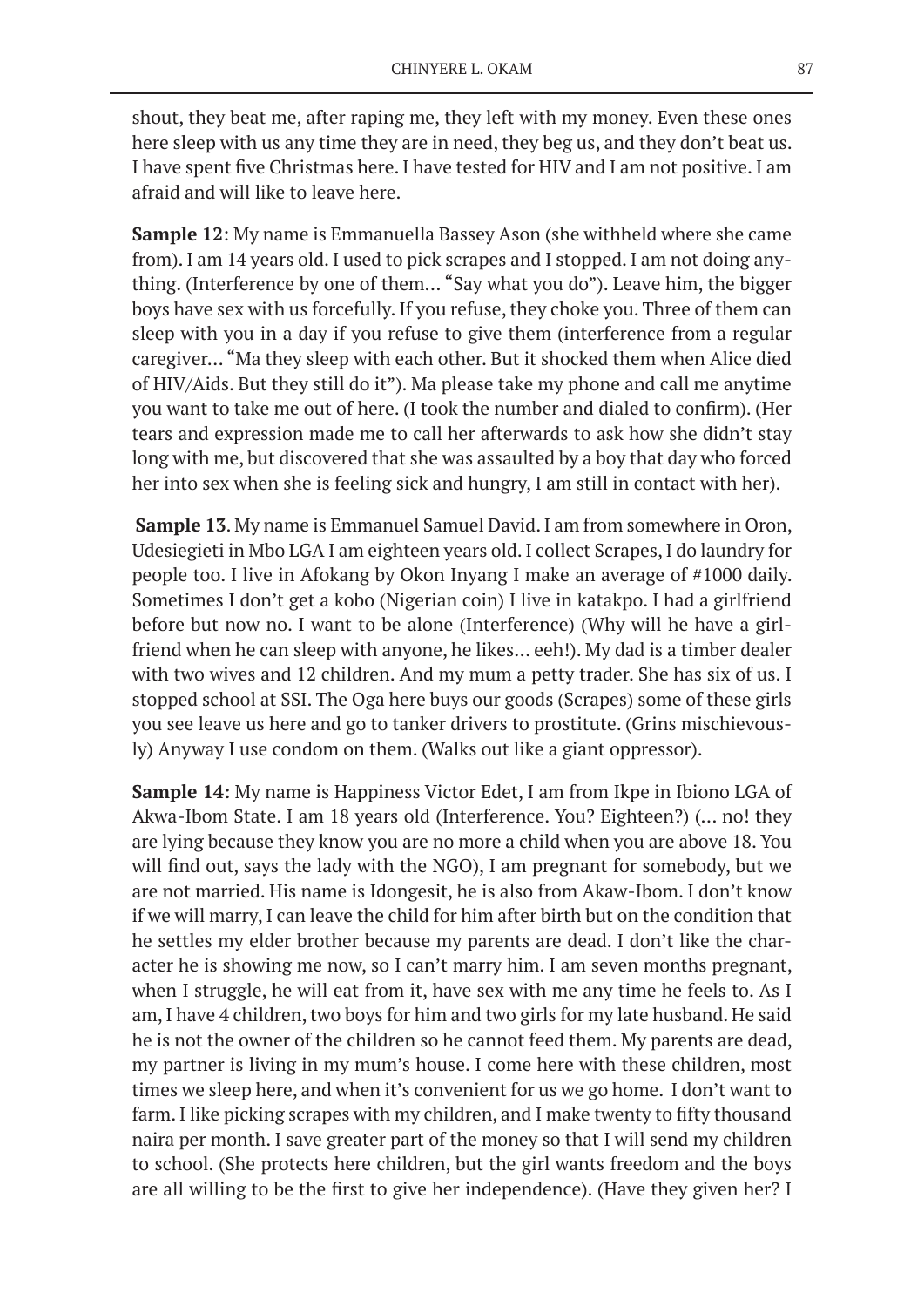shout, they beat me, after raping me, they left with my money. Even these ones here sleep with us any time they are in need, they beg us, and they don't beat us. I have spent five Christmas here. I have tested for HIV and I am not positive. I am afraid and will like to leave here.

**Sample 12**: My name is Emmanuella Bassey Ason (she withheld where she came from). I am 14 years old. I used to pick scrapes and I stopped. I am not doing anything. (Interference by one of them… "Say what you do"). Leave him, the bigger boys have sex with us forcefully. If you refuse, they choke you. Three of them can sleep with you in a day if you refuse to give them (interference from a regular caregiver… "Ma they sleep with each other. But it shocked them when Alice died of HIV/Aids. But they still do it"). Ma please take my phone and call me anytime you want to take me out of here. (I took the number and dialed to confirm). (Her tears and expression made me to call her afterwards to ask how she didn't stay long with me, but discovered that she was assaulted by a boy that day who forced her into sex when she is feeling sick and hungry, I am still in contact with her).

**Sample 13**. My name is Emmanuel Samuel David. I am from somewhere in Oron, Udesiegieti in Mbo LGA I am eighteen years old. I collect Scrapes, I do laundry for people too. I live in Afokang by Okon Inyang I make an average of #1000 daily. Sometimes I don't get a kobo (Nigerian coin) I live in katakpo. I had a girlfriend before but now no. I want to be alone (Interference) (Why will he have a girlfriend when he can sleep with anyone, he likes… eeh!). My dad is a timber dealer with two wives and 12 children. And my mum a petty trader. She has six of us. I stopped school at SSI. The Oga here buys our goods (Scrapes) some of these girls you see leave us here and go to tanker drivers to prostitute. (Grins mischievously) Anyway I use condom on them. (Walks out like a giant oppressor).

**Sample 14:** My name is Happiness Victor Edet, I am from Ikpe in Ibiono LGA of Akwa-Ibom State. I am 18 years old (Interference. You? Eighteen?) (… no! they are lying because they know you are no more a child when you are above 18. You will find out, says the lady with the NGO), I am pregnant for somebody, but we are not married. His name is Idongesit, he is also from Akaw-Ibom. I don't know if we will marry, I can leave the child for him after birth but on the condition that he settles my elder brother because my parents are dead. I don't like the character he is showing me now, so I can't marry him. I am seven months pregnant, when I struggle, he will eat from it, have sex with me any time he feels to. As I am, I have 4 children, two boys for him and two girls for my late husband. He said he is not the owner of the children so he cannot feed them. My parents are dead, my partner is living in my mum's house. I come here with these children, most times we sleep here, and when it's convenient for us we go home. I don't want to farm. I like picking scrapes with my children, and I make twenty to fifty thousand naira per month. I save greater part of the money so that I will send my children to school. (She protects here children, but the girl wants freedom and the boys are all willing to be the first to give her independence). (Have they given her? I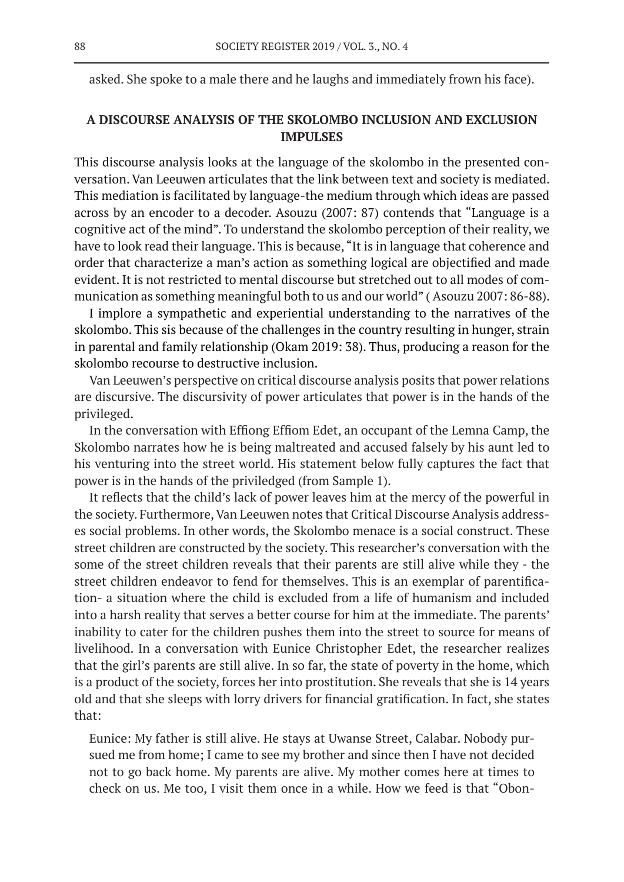asked. She spoke to a male there and he laughs and immediately frown his face).

## A DISCOURSE ANALYSIS OF THE SKOLOMBO INCLUSION AND EXCLUSION IMPULSES

This discourse analysis looks at the language of the skolombo in the presented conversation. Van Leeuwen articulates that the link between text and society is mediated. This mediation is facilitated by language-the medium through which ideas are passed across by an encoder to a decoder. Asouzu (2007: 87) contends that "Language is a cognitive act of the mind". To understand the skolombo perception of their reality, we have to look read their language. This is because, "It is in language that coherence and order that characterize a man's action as something logical are objectified and made evident. It is not restricted to mental discourse but stretched out to all modes of communication as something meaningful both to us and our world" ( Asouzu 2007: 86-88).

I implore a sympathetic and experiential understanding to the narratives of the skolombo. This sis because of the challenges in the country resulting in hunger, strain in parental and family relationship (Okam 2019: 38). Thus, producing a reason for the skolombo recourse to destructive inclusion.

Van Leeuwen's perspective on critical discourse analysis posits that power relations are discursive. The discursivity of power articulates that power is in the hands of the privileged.

In the conversation with Effiong Effiom Edet, an occupant of the Lemna Camp, the Skolombo narrates how he is being maltreated and accused falsely by his aunt led to his venturing into the street world. His statement below fully captures the fact that power is in the hands of the priviledged (from Sample 1).

It reflects that the child's lack of power leaves him at the mercy of the powerful in the society. Furthermore, Van Leeuwen notes that Critical Discourse Analysis addresses social problems. In other words, the Skolombo menace is a social construct. These street children are constructed by the society. This researcher's conversation with the some of the street children reveals that their parents are still alive while they - the street children endeavor to fend for themselves. This is an exemplar of parentification- a situation where the child is excluded from a life of humanism and included into a harsh reality that serves a better course for him at the immediate. The parents' inability to cater for the children pushes them into the street to source for means of livelihood. In a conversation with Eunice Christopher Edet, the researcher realizes that the girl's parents are still alive. In so far, the state of poverty in the home, which is a product of the society, forces her into prostitution. She reveals that she is 14 years old and that she sleeps with lorry drivers for financial gratification. In fact, she states that:

> Eunice: My father is still alive. He stays at Uwanse Street, Calabar. Nobody pursued me from home; I came to see my brother and since then I have not decided not to go back home. My parents are alive. My mother comes here at times to check on us. Me too, I visit them once in a while. How we feed is that "Obon-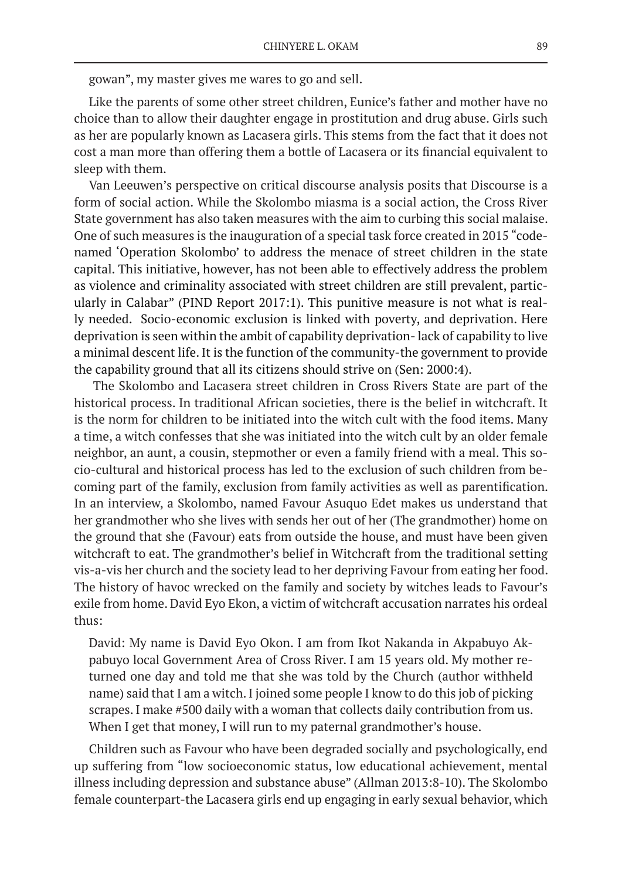gowan", my master gives me wares to go and sell.

Like the parents of some other street children, Eunice's father and mother have no choice than to allow their daughter engage in prostitution and drug abuse. Girls such as her are popularly known as Lacasera girls. This stems from the fact that it does not cost a man more than offering them a bottle of Lacasera or its financial equivalent to sleep with them.

Van Leeuwen's perspective on critical discourse analysis posits that Discourse is a form of social action. While the Skolombo miasma is a social action, the Cross River State government has also taken measures with the aim to curbing this social malaise. One of such measures is the inauguration of a special task force created in 2015 "codenamed 'Operation Skolombo' to address the menace of street children in the state capital. This initiative, however, has not been able to effectively address the problem as violence and criminality associated with street children are still prevalent, particularly in Calabar" (PIND Report 2017:1). This punitive measure is not what is really needed. Socio-economic exclusion is linked with poverty, and deprivation. Here deprivation is seen within the ambit of capability deprivation- lack of capability to live a minimal descent life. It is the function of the community-the government to provide the capability ground that all its citizens should strive on (Sen: 2000:4).

The Skolombo and Lacasera street children in Cross Rivers State are part of the historical process. In traditional African societies, there is the belief in witchcraft. It is the norm for children to be initiated into the witch cult with the food items. Many a time, a witch confesses that she was initiated into the witch cult by an older female neighbor, an aunt, a cousin, stepmother or even a family friend with a meal. This socio-cultural and historical process has led to the exclusion of such children from becoming part of the family, exclusion from family activities as well as parentification. In an interview, a Skolombo, named Favour Asuquo Edet makes us understand that her grandmother who she lives with sends her out of her (The grandmother) home on the ground that she (Favour) eats from outside the house, and must have been given witchcraft to eat. The grandmother's belief in Witchcraft from the traditional setting vis-a-vis her church and the society lead to her depriving Favour from eating her food. The history of havoc wrecked on the family and society by witches leads to Favour's exile from home. David Eyo Ekon, a victim of witchcraft accusation narrates his ordeal thus:

> David: My name is David Eyo Okon. I am from Ikot Nakanda in Akpabuyo Akpabuyo local Government Area of Cross River. I am 15 years old. My mother returned one day and told me that she was told by the Church (author withheld name) said that I am a witch. I joined some people I know to do this job of picking scrapes. I make #500 daily with a woman that collects daily contribution from us. When I get that money, I will run to my paternal grandmother's house.

Children such as Favour who have been degraded socially and psychologically, end up suffering from "low socioeconomic status, low educational achievement, mental illness including depression and substance abuse" (Allman 2013:8-10). The Skolombo female counterpart-the Lacasera girls end up engaging in early sexual behavior, which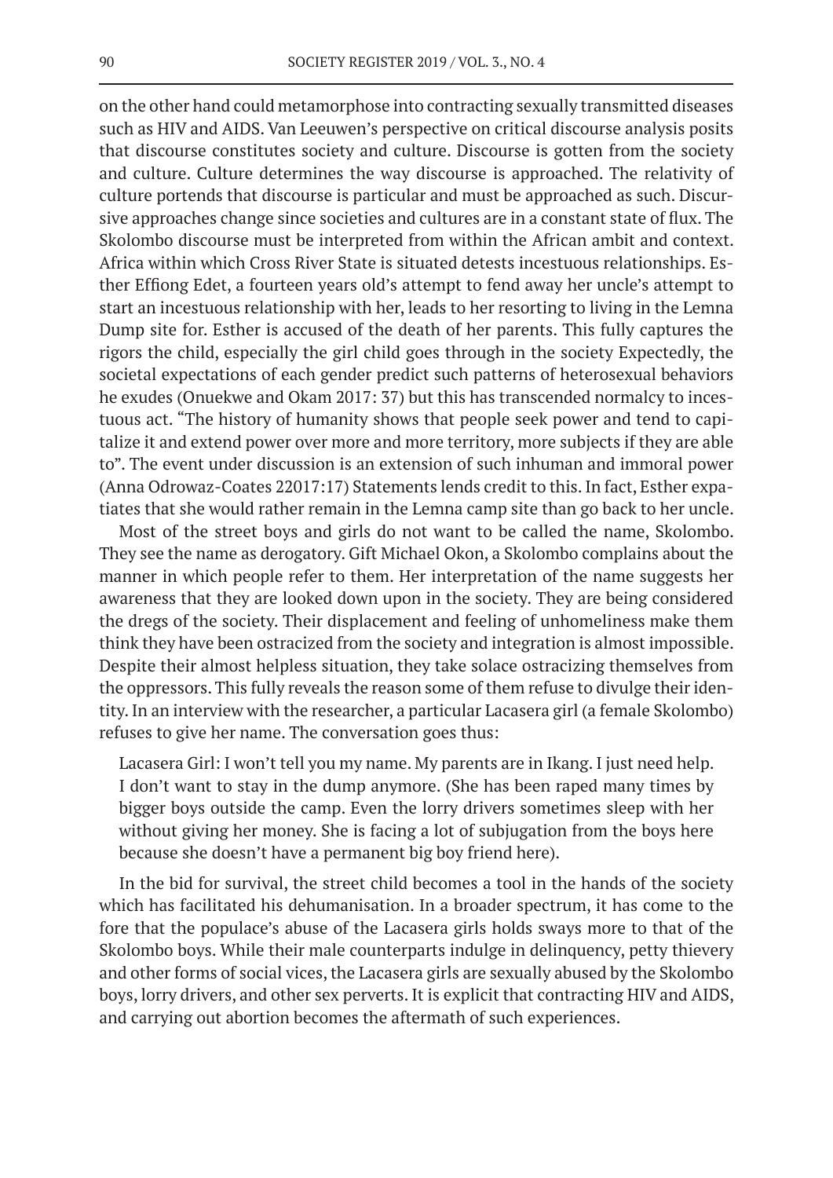on the other hand could metamorphose into contracting sexually transmitted diseases such as HIV and AIDS. Van Leeuwen's perspective on critical discourse analysis posits that discourse constitutes society and culture. Discourse is gotten from the society and culture. Culture determines the way discourse is approached. The relativity of culture portends that discourse is particular and must be approached as such. Discursive approaches change since societies and cultures are in a constant state of flux. The Skolombo discourse must be interpreted from within the African ambit and context. Africa within which Cross River State is situated detests incestuous relationships. Esther Effiong Edet, a fourteen years old's attempt to fend away her uncle's attempt to start an incestuous relationship with her, leads to her resorting to living in the Lemna Dump site for. Esther is accused of the death of her parents. This fully captures the rigors the child, especially the girl child goes through in the society Expectedly, the societal expectations of each gender predict such patterns of heterosexual behaviors he exudes (Onuekwe and Okam 2017: 37) but this has transcended normalcy to incestuous act. "The history of humanity shows that people seek power and tend to capitalize it and extend power over more and more territory, more subjects if they are able to". The event under discussion is an extension of such inhuman and immoral power (Anna Odrowaz-Coates 22017:17) Statements lends credit to this. In fact, Esther expatiates that she would rather remain in the Lemna camp site than go back to her uncle.

Most of the street boys and girls do not want to be called the name, Skolombo. They see the name as derogatory. Gift Michael Okon, a Skolombo complains about the manner in which people refer to them. Her interpretation of the name suggests her awareness that they are looked down upon in the society. They are being considered the dregs of the society. Their displacement and feeling of unhomeliness make them think they have been ostracized from the society and integration is almost impossible. Despite their almost helpless situation, they take solace ostracizing themselves from the oppressors. This fully reveals the reason some of them refuse to divulge their identity. In an interview with the researcher, a particular Lacasera girl (a female Skolombo) refuses to give her name. The conversation goes thus:

> Lacasera Girl: I won't tell you my name. My parents are in Ikang. I just need help. I don't want to stay in the dump anymore. (She has been raped many times by bigger boys outside the camp. Even the lorry drivers sometimes sleep with her without giving her money. She is facing a lot of subjugation from the boys here because she doesn't have a permanent big boy friend here).

In the bid for survival, the street child becomes a tool in the hands of the society which has facilitated his dehumanisation. In a broader spectrum, it has come to the fore that the populace's abuse of the Lacasera girls holds sways more to that of the Skolombo boys. While their male counterparts indulge in delinquency, petty thievery and other forms of social vices, the Lacasera girls are sexually abused by the Skolombo boys, lorry drivers, and other sex perverts. It is explicit that contracting HIV and AIDS, and carrying out abortion becomes the aftermath of such experiences.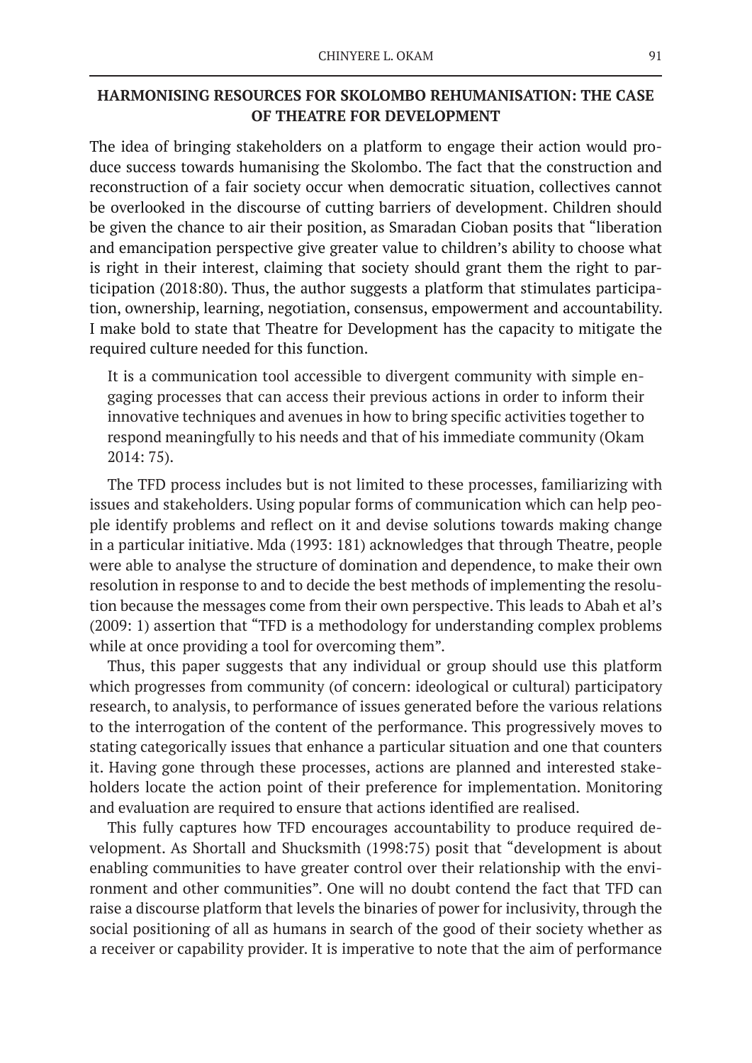## HARMONISING RESOURCES FOR SKOLOMBO REHUMANISATION: THE CASE OF THEATRE FOR DEVELOPMENT

The idea of bringing stakeholders on a platform to engage their action would produce success towards humanising the Skolombo. The fact that the construction and reconstruction of a fair society occur when democratic situation, collectives cannot be overlooked in the discourse of cutting barriers of development. Children should be given the chance to air their position, as Smaradan Cioban posits that "liberation and emancipation perspective give greater value to children's ability to choose what is right in their interest, claiming that society should grant them the right to participation (2018:80). Thus, the author suggests a platform that stimulates participation, ownership, learning, negotiation, consensus, empowerment and accountability. I make bold to state that Theatre for Development has the capacity to mitigate the required culture needed for this function.

> It is a communication tool accessible to divergent community with simple engaging processes that can access their previous actions in order to inform their innovative techniques and avenues in how to bring specific activities together to respond meaningfully to his needs and that of his immediate community (Okam 2014: 75).

The TFD process includes but is not limited to these processes, familiarizing with issues and stakeholders. Using popular forms of communication which can help people identify problems and reflect on it and devise solutions towards making change in a particular initiative. Mda (1993: 181) acknowledges that through Theatre, people were able to analyse the structure of domination and dependence, to make their own resolution in response to and to decide the best methods of implementing the resolution because the messages come from their own perspective. This leads to Abah et al's (2009: 1) assertion that "TFD is a methodology for understanding complex problems while at once providing a tool for overcoming them".

Thus, this paper suggests that any individual or group should use this platform which progresses from community (of concern: ideological or cultural) participatory research, to analysis, to performance of issues generated before the various relations to the interrogation of the content of the performance. This progressively moves to stating categorically issues that enhance a particular situation and one that counters it. Having gone through these processes, actions are planned and interested stakeholders locate the action point of their preference for implementation. Monitoring and evaluation are required to ensure that actions identified are realised.

This fully captures how TFD encourages accountability to produce required development. As Shortall and Shucksmith (1998:75) posit that "development is about enabling communities to have greater control over their relationship with the environment and other communities". One will no doubt contend the fact that TFD can raise a discourse platform that levels the binaries of power for inclusivity, through the social positioning of all as humans in search of the good of their society whether as a receiver or capability provider. It is imperative to note that the aim of performance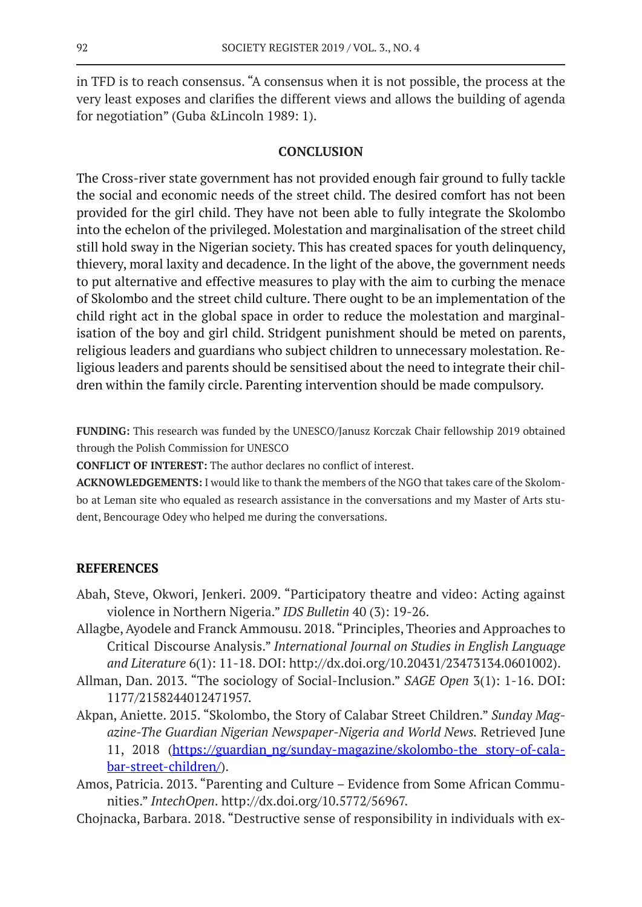in TFD is to reach consensus. "A consensus when it is not possible, the process at the very least exposes and clarifies the different views and allows the building of agenda for negotiation" (Guba &Lincoln 1989: 1).

## CONCLUSION

The Cross-river state government has not provided enough fair ground to fully tackle the social and economic needs of the street child. The desired comfort has not been provided for the girl child. They have not been able to fully integrate the Skolombo into the echelon of the privileged. Molestation and marginalisation of the street child still hold sway in the Nigerian society. This has created spaces for youth delinquency, thievery, moral laxity and decadence. In the light of the above, the government needs to put alternative and effective measures to play with the aim to curbing the menace of Skolombo and the street child culture. There ought to be an implementation of the child right act in the global space in order to reduce the molestation and marginalisation of the boy and girl child. Stridgent punishment should be meted on parents, religious leaders and guardians who subject children to unnecessary molestation. Religious leaders and parents should be sensitised about the need to integrate their children within the family circle. Parenting intervention should be made compulsory.

**FUNDING:** This research was funded by the UNESCO/Janusz Korczak Chair fellowship 2019 obtained through the Polish Commission for UNESCO

**CONFLICT OF INTEREST:** The author declares no conflict of interest.

**ACKNOWLEDGEMENTS:** I would like to thank the members of the NGO that takes care of the Skolombo at Leman site who equaled as research assistance in the conversations and my Master of Arts student, Bencourage Odey who helped me during the conversations.

## REFERENCES

Abah, Steve, Okwori, Jenkeri. 2009. "Participatory theatre and video: Acting against violence in Northern Nigeria." *IDS Bulletin* 40 (3): 19-26.

Allagbe, Ayodele and Franck Ammousu. 2018. "Principles, Theories and Approaches to Critical Discourse Analysis." *International Journal on Studies in English Language and Literature* 6(1): 11-18. DOI: http://dx.doi.org/10.20431/23473134.0601002).

Allman, Dan. 2013. "The sociology of Social-Inclusion." *SAGE Open* 3(1): 1-16. DOI: 1177/2158244012471957.

Akpan, Aniette. 2015. "Skolombo, the Story of Calabar Street Children." *Sunday Magazine-The Guardian Nigerian Newspaper-Nigeria and World News.* Retrieved June 11, 2018 (https://guardian_ng/sunday-magazine/skolombo-the_story-of-calabar-street-children/).

Amos, Patricia. 2013. "Parenting and Culture – Evidence from Some African Communities." *IntechOpen*. http://dx.doi.org/10.5772/56967.

Chojnacka, Barbara. 2018. "Destructive sense of responsibility in individuals with ex-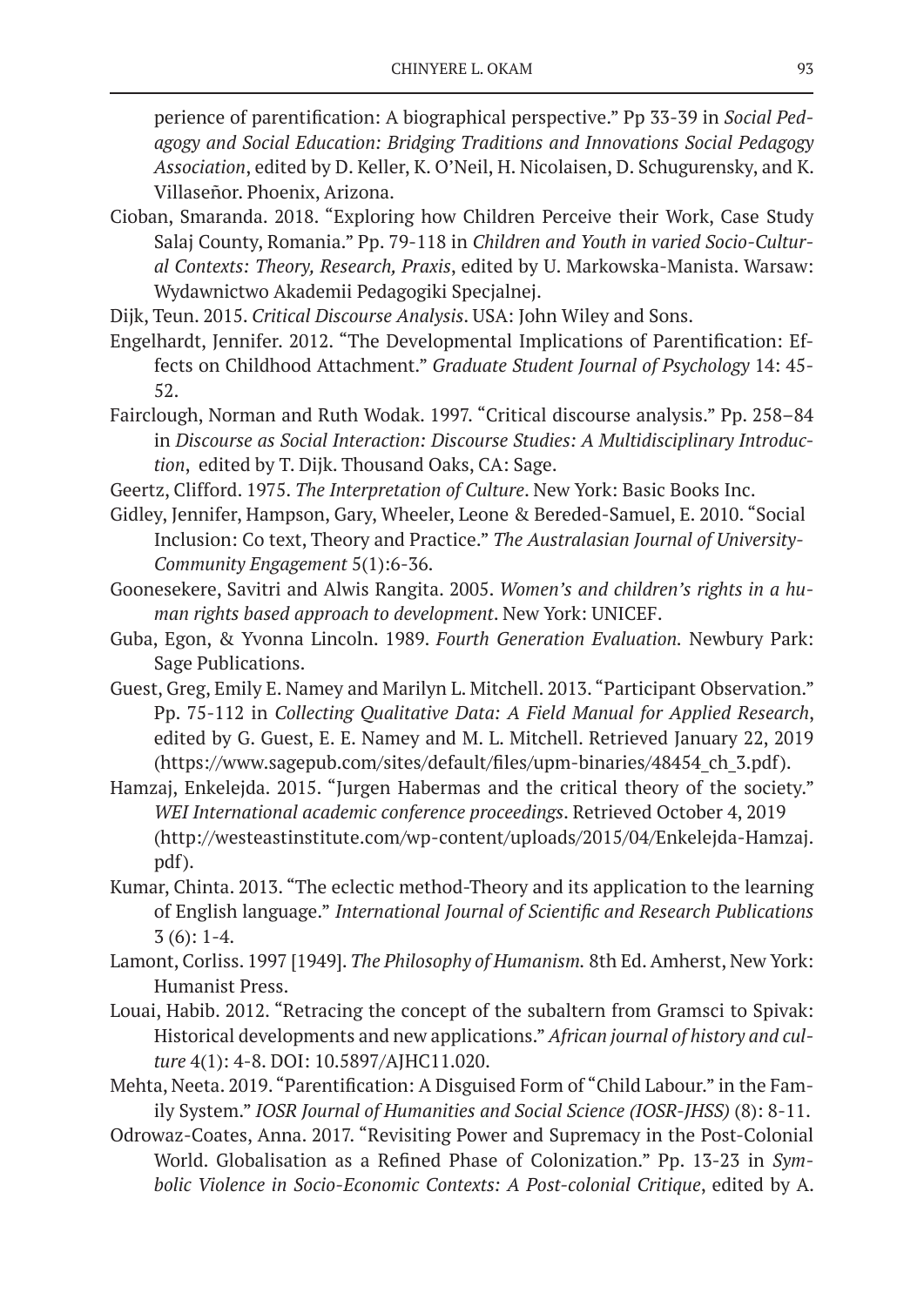perience of parentification: A biographical perspective." Pp 33-39 in *Social Pedagogy and Social Education: Bridging Traditions and Innovations Social Pedagogy Association*, edited by D. Keller, K. O'Neil, H. Nicolaisen, D. Schugurensky, and K. Villaseñor. Phoenix, Arizona.

Cioban, Smaranda. 2018. "Exploring how Children Perceive their Work, Case Study Salaj County, Romania." Pp. 79-118 in *Children and Youth in varied Socio-Cultural Contexts: Theory, Research, Praxis*, edited by U. Markowska-Manista. Warsaw: Wydawnictwo Akademii Pedagogiki Specjalnej.

Dijk, Teun. 2015. *Critical Discourse Analysis*. USA: John Wiley and Sons.

Engelhardt, Jennifer. 2012. "The Developmental Implications of Parentification: Effects on Childhood Attachment." *Graduate Student Journal of Psychology* 14: 45-52.

Fairclough, Norman and Ruth Wodak. 1997. "Critical discourse analysis." Pp. 258–84 in *Discourse as Social Interaction: Discourse Studies: A Multidisciplinary Introduction*, edited by T. Dijk. Thousand Oaks, CA: Sage.

Geertz, Clifford. 1975. *The Interpretation of Culture*. New York: Basic Books Inc.

Gidley, Jennifer, Hampson, Gary, Wheeler, Leone & Bereded-Samuel, E. 2010. "Social Inclusion: Co text, Theory and Practice." *The Australasian Journal of University-Community Engagement* 5(1):6-36.

Goonesekere, Savitri and Alwis Rangita. 2005. *Women's and children's rights in a human rights based approach to development*. New York: UNICEF.

Guba, Egon, & Yvonna Lincoln. 1989. *Fourth Generation Evaluation.* Newbury Park: Sage Publications.

Guest, Greg, Emily E. Namey and Marilyn L. Mitchell. 2013. "Participant Observation." Pp. 75-112 in *Collecting Qualitative Data: A Field Manual for Applied Research*, edited by G. Guest, E. E. Namey and M. L. Mitchell. Retrieved January 22, 2019 (https://www.sagepub.com/sites/default/files/upm-binaries/48454_ch_3.pdf).

Hamzaj, Enkelejda. 2015. "Jurgen Habermas and the critical theory of the society." *WEI International academic conference proceedings*. Retrieved October 4, 2019 (http://westeastinstitute.com/wp-content/uploads/2015/04/Enkelejda-Hamzaj.pdf).

Kumar, Chinta. 2013. "The eclectic method-Theory and its application to the learning of English language." *International Journal of Scientific and Research Publications* 3 (6): 1-4.

Lamont, Corliss. 1997 [1949]. *The Philosophy of Humanism.* 8th Ed. Amherst, New York: Humanist Press.

Louai, Habib. 2012. "Retracing the concept of the subaltern from Gramsci to Spivak: Historical developments and new applications." *African journal of history and culture* 4(1): 4-8. DOI: 10.5897/AJHC11.020.

Mehta, Neeta. 2019. "Parentification: A Disguised Form of "Child Labour." in the Family System." *IOSR Journal of Humanities and Social Science (IOSR-JHSS)* (8): 8-11.

Odrowaz-Coates, Anna. 2017. "Revisiting Power and Supremacy in the Post-Colonial World. Globalisation as a Refined Phase of Colonization." Pp. 13-23 in *Symbolic Violence in Socio-Economic Contexts: A Post-colonial Critique*, edited by A.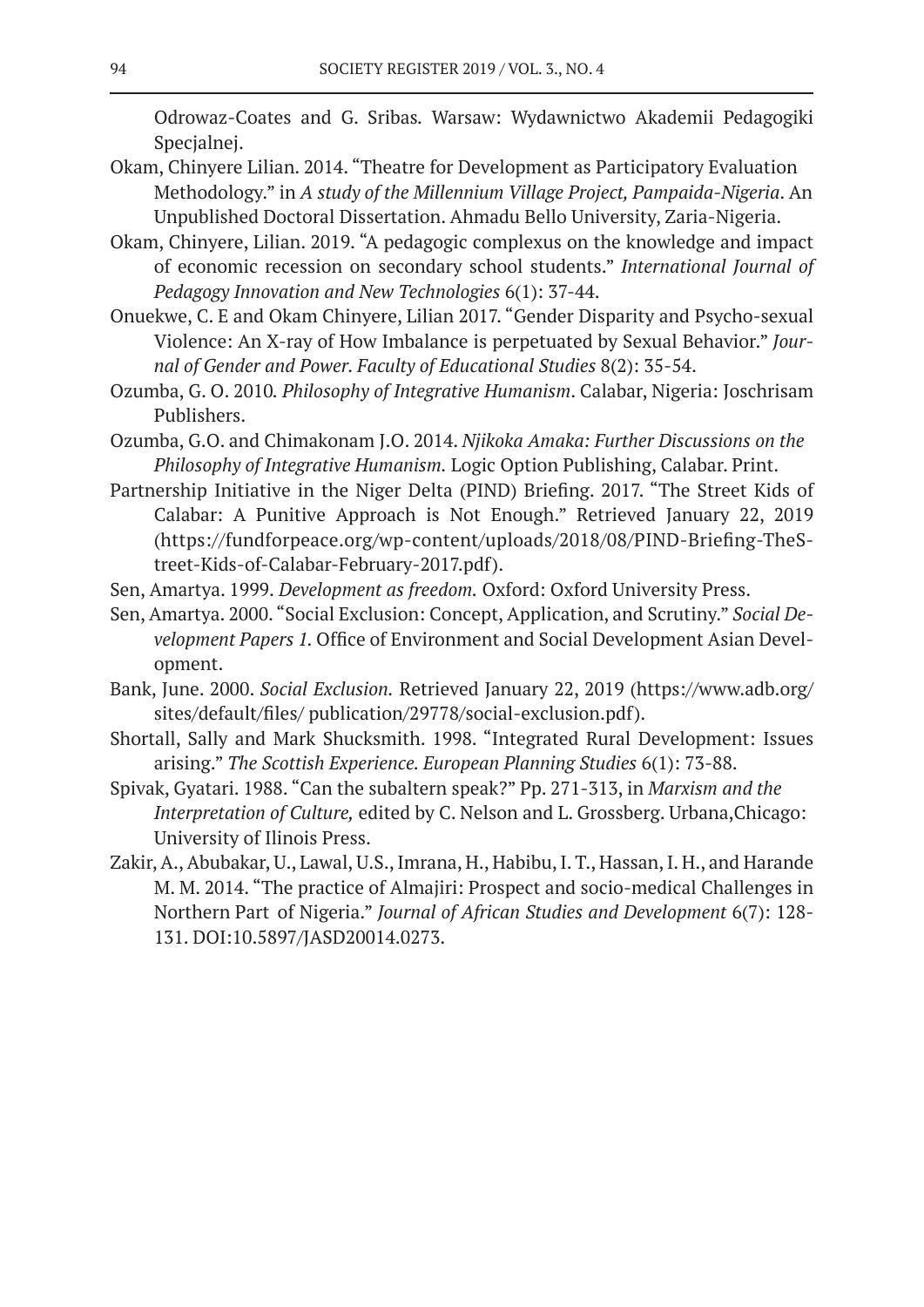Odrowaz-Coates and G. Sribas. Warsaw: Wydawnictwo Akademii Pedagogiki Specjalnej.

Okam, Chinyere Lilian. 2014. "Theatre for Development as Participatory Evaluation Methodology." in *A study of the Millennium Village Project, Pampaida-Nigeria*. An Unpublished Doctoral Dissertation. Ahmadu Bello University, Zaria-Nigeria.

Okam, Chinyere, Lilian. 2019. "A pedagogic complexus on the knowledge and impact of economic recession on secondary school students." *International Journal of Pedagogy Innovation and New Technologies* 6(1): 37-44.

Onuekwe, C. E and Okam Chinyere, Lilian 2017. "Gender Disparity and Psycho-sexual Violence: An X-ray of How Imbalance is perpetuated by Sexual Behavior." *Journal of Gender and Power. Faculty of Educational Studies* 8(2): 35-54.

Ozumba, G. O. 2010. *Philosophy of Integrative Humanism*. Calabar, Nigeria: Joschrisam Publishers.

Ozumba, G.O. and Chimakonam J.O. 2014. *Njikoka Amaka: Further Discussions on the Philosophy of Integrative Humanism.* Logic Option Publishing, Calabar. Print.

Partnership Initiative in the Niger Delta (PIND) Briefing. 2017. "The Street Kids of Calabar: A Punitive Approach is Not Enough." Retrieved January 22, 2019 (https://fundforpeace.org/wp-content/uploads/2018/08/PIND-Briefing-TheStreet-Kids-of-Calabar-February-2017.pdf).

Sen, Amartya. 1999. *Development as freedom.* Oxford: Oxford University Press.

Sen, Amartya. 2000. "Social Exclusion: Concept, Application, and Scrutiny." *Social Development Papers 1.* Office of Environment and Social Development Asian Development.

Bank, June. 2000. *Social Exclusion.* Retrieved January 22, 2019 (https://www.adb.org/sites/default/files/ publication/29778/social-exclusion.pdf).

Shortall, Sally and Mark Shucksmith. 1998. "Integrated Rural Development: Issues arising." *The Scottish Experience. European Planning Studies* 6(1): 73-88.

Spivak, Gyatari. 1988. "Can the subaltern speak?" Pp. 271-313, in *Marxism and the Interpretation of Culture,* edited by C. Nelson and L. Grossberg. Urbana,Chicago: University of Ilinois Press.

Zakir, A., Abubakar, U., Lawal, U.S., Imrana, H., Habibu, I. T., Hassan, I. H., and Harande M. M. 2014. "The practice of Almajiri: Prospect and socio-medical Challenges in Northern Part of Nigeria." *Journal of African Studies and Development* 6(7): 128-131. DOI:10.5897/JASD20014.0273.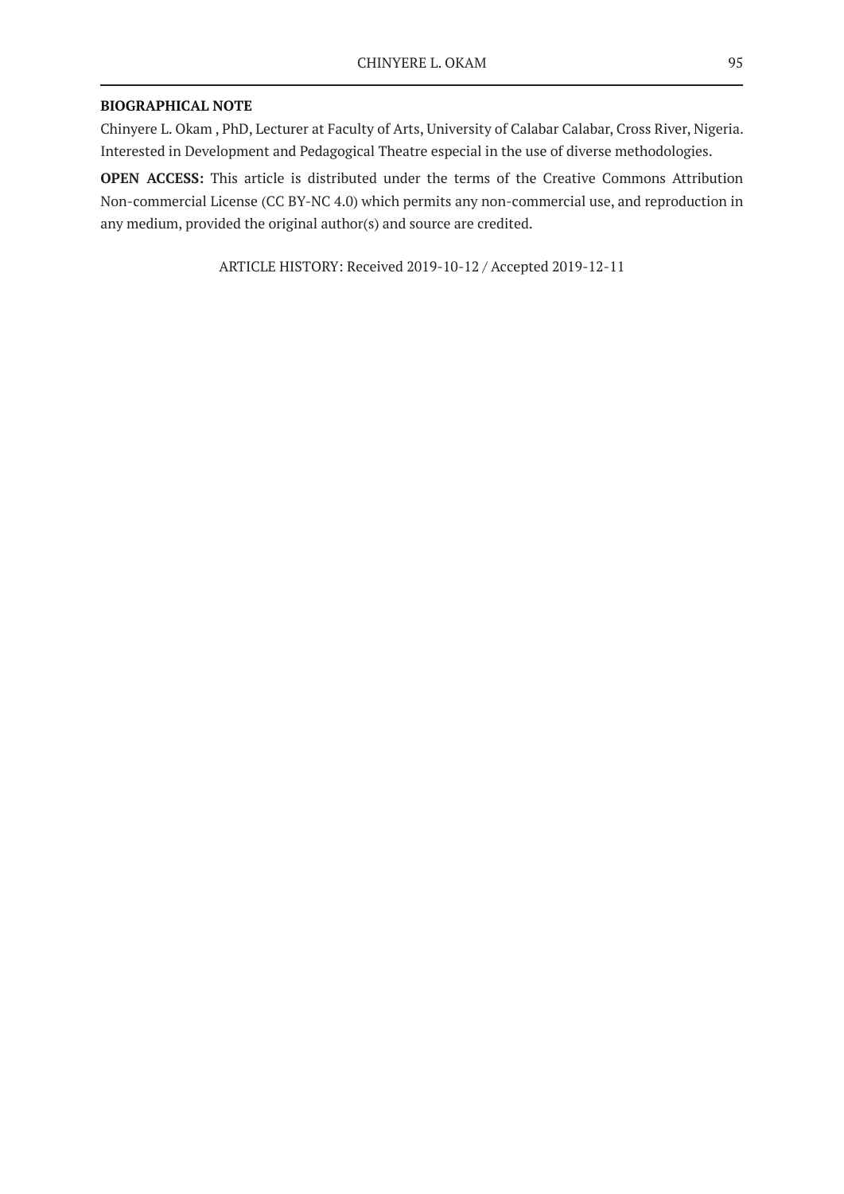**BIOGRAPHICAL NOTE**

Chinyere L. Okam , PhD, Lecturer at Faculty of Arts, University of Calabar Calabar, Cross River, Nigeria. Interested in Development and Pedagogical Theatre especial in the use of diverse methodologies.

**OPEN ACCESS:** This article is distributed under the terms of the Creative Commons Attribution Non-commercial License (CC BY-NC 4.0) which permits any non-commercial use, and reproduction in any medium, provided the original author(s) and source are credited.

ARTICLE HISTORY: Received 2019-10-12 / Accepted 2019-12-11